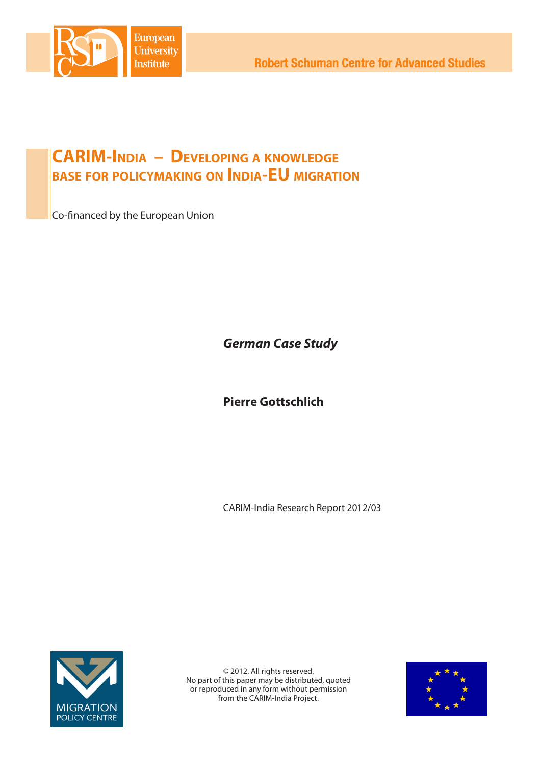European University Institute

Robert Schuman Centre for Advanced Studies

# CARIM-India – Developing a knowledge base for policymaking on India-EU migration

Co-financed by the European Union

***German Case Study***

**Pierre Gottschlich**

CARIM-India Research Report 2012/03

MIGRATION POLICY CENTRE

© 2012. All rights reserved.
No part of this paper may be distributed, quoted or reproduced in any form without permission from the CARIM-India Project.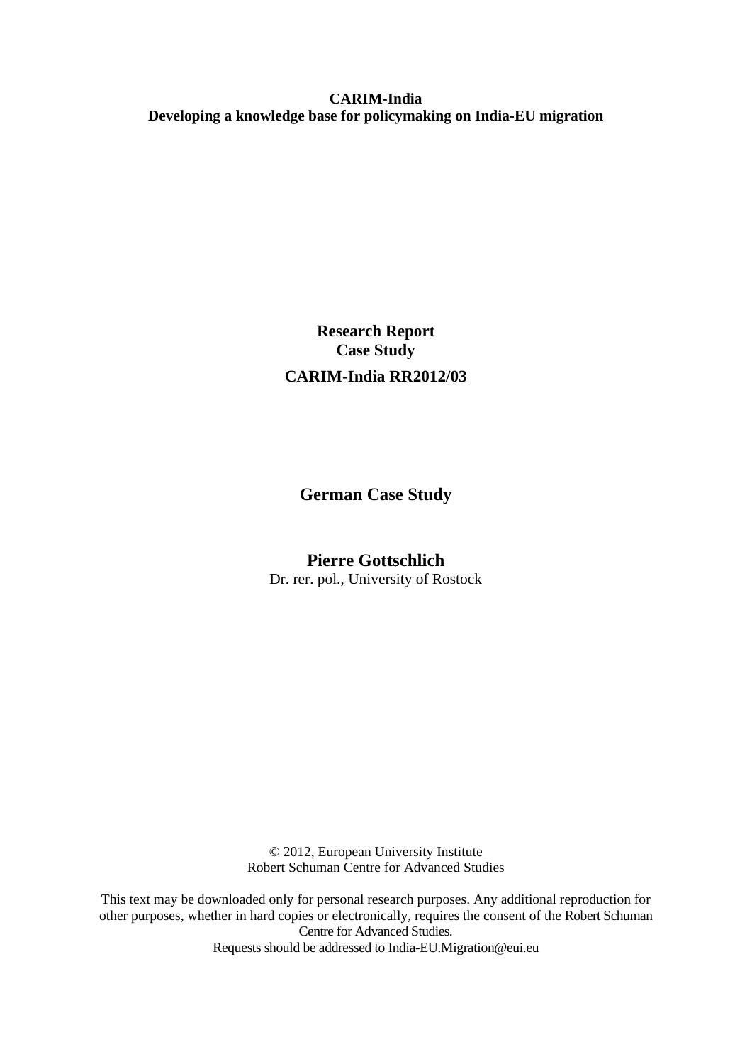**CARIM-India**
**Developing a knowledge base for policymaking on India-EU migration**

**Research Report**
**Case Study**

**CARIM-India RR2012/03**

# German Case Study

## Pierre Gottschlich

Dr. rer. pol., University of Rostock

© 2012, European University Institute
Robert Schuman Centre for Advanced Studies

This text may be downloaded only for personal research purposes. Any additional reproduction for other purposes, whether in hard copies or electronically, requires the consent of the Robert Schuman Centre for Advanced Studies.
Requests should be addressed to India-EU.Migration@eui.eu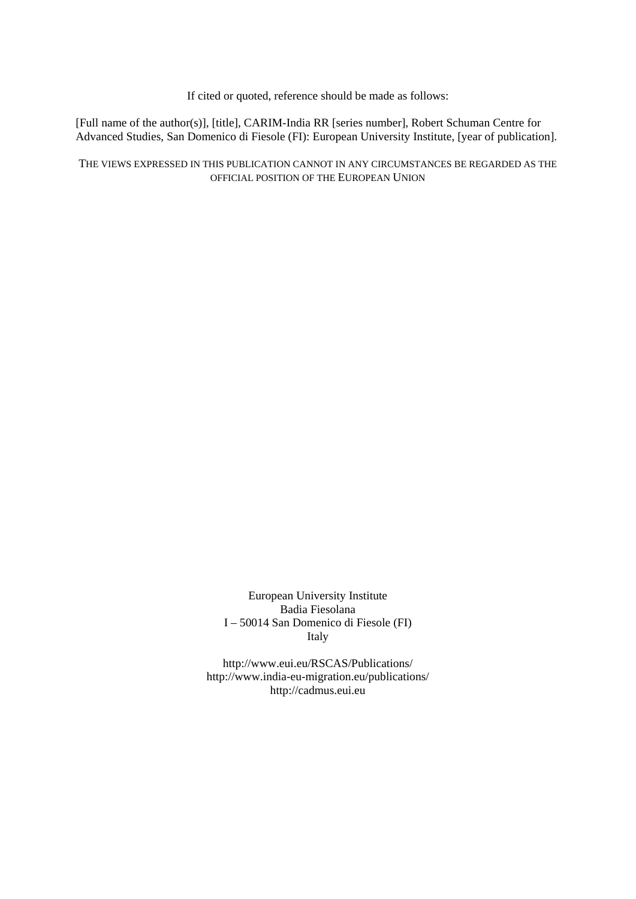If cited or quoted, reference should be made as follows:

[Full name of the author(s)], [title], CARIM-India RR [series number], Robert Schuman Centre for Advanced Studies, San Domenico di Fiesole (FI): European University Institute, [year of publication].

THE VIEWS EXPRESSED IN THIS PUBLICATION CANNOT IN ANY CIRCUMSTANCES BE REGARDED AS THE OFFICIAL POSITION OF THE EUROPEAN UNION

European University Institute
Badia Fiesolana
I – 50014 San Domenico di Fiesole (FI)
Italy

http://www.eui.eu/RSCAS/Publications/
http://www.india-eu-migration.eu/publications/
http://cadmus.eui.eu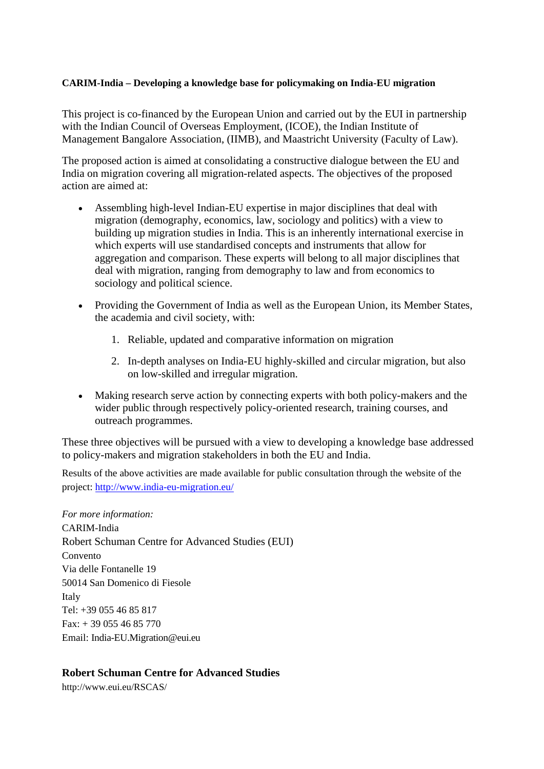**CARIM-India – Developing a knowledge base for policymaking on India-EU migration**

This project is co-financed by the European Union and carried out by the EUI in partnership with the Indian Council of Overseas Employment, (ICOE), the Indian Institute of Management Bangalore Association, (IIMB), and Maastricht University (Faculty of Law).

The proposed action is aimed at consolidating a constructive dialogue between the EU and India on migration covering all migration-related aspects. The objectives of the proposed action are aimed at:

- Assembling high-level Indian-EU expertise in major disciplines that deal with migration (demography, economics, law, sociology and politics) with a view to building up migration studies in India. This is an inherently international exercise in which experts will use standardised concepts and instruments that allow for aggregation and comparison. These experts will belong to all major disciplines that deal with migration, ranging from demography to law and from economics to sociology and political science.
- Providing the Government of India as well as the European Union, its Member States, the academia and civil society, with:
  1. Reliable, updated and comparative information on migration
  2. In-depth analyses on India-EU highly-skilled and circular migration, but also on low-skilled and irregular migration.
- Making research serve action by connecting experts with both policy-makers and the wider public through respectively policy-oriented research, training courses, and outreach programmes.

These three objectives will be pursued with a view to developing a knowledge base addressed to policy-makers and migration stakeholders in both the EU and India.

Results of the above activities are made available for public consultation through the website of the project: http://www.india-eu-migration.eu/

*For more information:*
CARIM-India
Robert Schuman Centre for Advanced Studies (EUI)
Convento
Via delle Fontanelle 19
50014 San Domenico di Fiesole
Italy
Tel: +39 055 46 85 817
Fax: + 39 055 46 85 770
Email: India-EU.Migration@eui.eu

**Robert Schuman Centre for Advanced Studies**
http://www.eui.eu/RSCAS/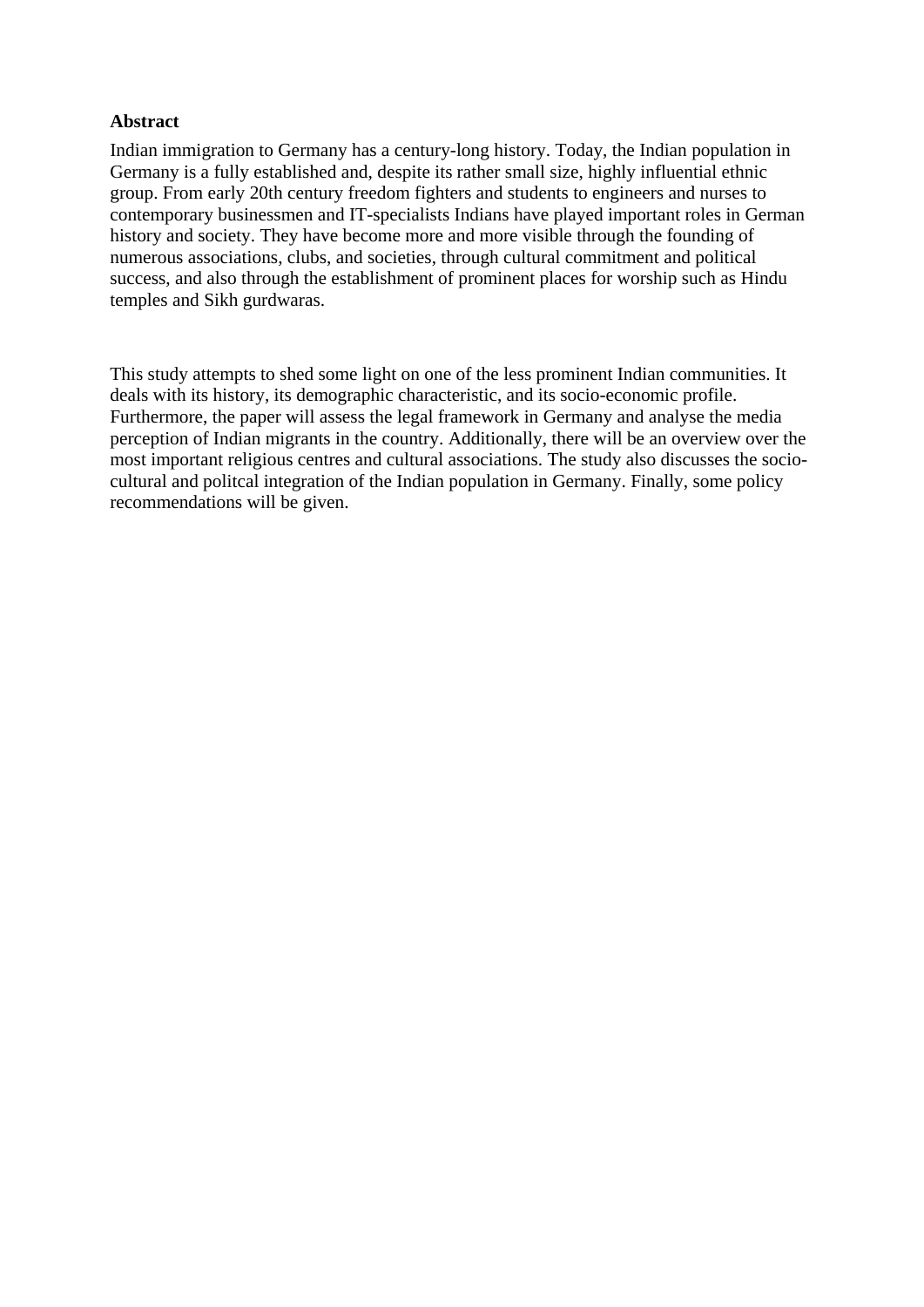**Abstract**

Indian immigration to Germany has a century-long history. Today, the Indian population in Germany is a fully established and, despite its rather small size, highly influential ethnic group. From early 20th century freedom fighters and students to engineers and nurses to contemporary businessmen and IT-specialists Indians have played important roles in German history and society. They have become more and more visible through the founding of numerous associations, clubs, and societies, through cultural commitment and political success, and also through the establishment of prominent places for worship such as Hindu temples and Sikh gurdwaras.

This study attempts to shed some light on one of the less prominent Indian communities. It deals with its history, its demographic characteristic, and its socio-economic profile. Furthermore, the paper will assess the legal framework in Germany and analyse the media perception of Indian migrants in the country. Additionally, there will be an overview over the most important religious centres and cultural associations. The study also discusses the socio-cultural and politcal integration of the Indian population in Germany. Finally, some policy recommendations will be given.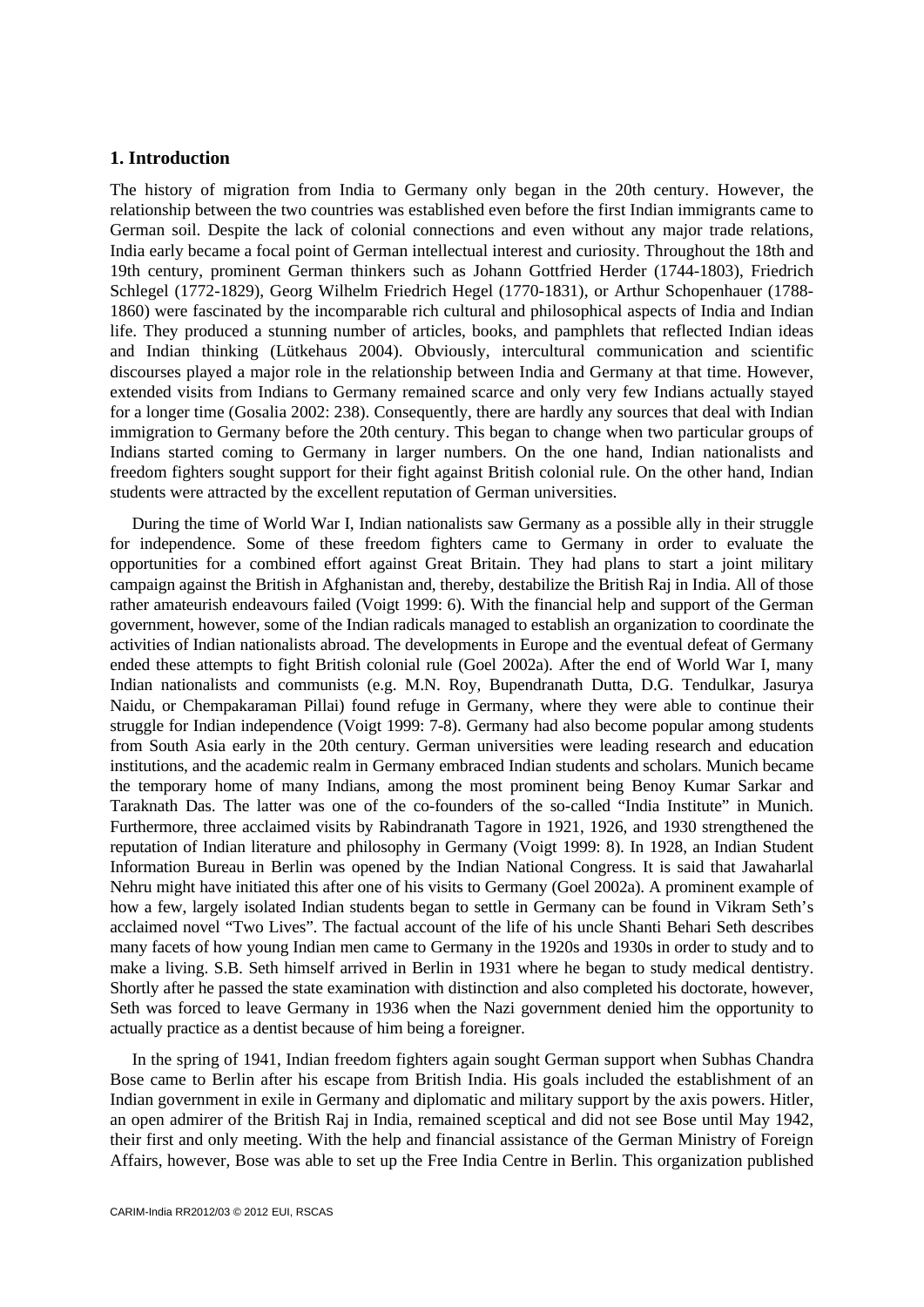## 1. Introduction

The history of migration from India to Germany only began in the 20th century. However, the relationship between the two countries was established even before the first Indian immigrants came to German soil. Despite the lack of colonial connections and even without any major trade relations, India early became a focal point of German intellectual interest and curiosity. Throughout the 18th and 19th century, prominent German thinkers such as Johann Gottfried Herder (1744-1803), Friedrich Schlegel (1772-1829), Georg Wilhelm Friedrich Hegel (1770-1831), or Arthur Schopenhauer (1788-1860) were fascinated by the incomparable rich cultural and philosophical aspects of India and Indian life. They produced a stunning number of articles, books, and pamphlets that reflected Indian ideas and Indian thinking (Lütkehaus 2004). Obviously, intercultural communication and scientific discourses played a major role in the relationship between India and Germany at that time. However, extended visits from Indians to Germany remained scarce and only very few Indians actually stayed for a longer time (Gosalia 2002: 238). Consequently, there are hardly any sources that deal with Indian immigration to Germany before the 20th century. This began to change when two particular groups of Indians started coming to Germany in larger numbers. On the one hand, Indian nationalists and freedom fighters sought support for their fight against British colonial rule. On the other hand, Indian students were attracted by the excellent reputation of German universities.

During the time of World War I, Indian nationalists saw Germany as a possible ally in their struggle for independence. Some of these freedom fighters came to Germany in order to evaluate the opportunities for a combined effort against Great Britain. They had plans to start a joint military campaign against the British in Afghanistan and, thereby, destabilize the British Raj in India. All of those rather amateurish endeavours failed (Voigt 1999: 6). With the financial help and support of the German government, however, some of the Indian radicals managed to establish an organization to coordinate the activities of Indian nationalists abroad. The developments in Europe and the eventual defeat of Germany ended these attempts to fight British colonial rule (Goel 2002a). After the end of World War I, many Indian nationalists and communists (e.g. M.N. Roy, Bupendranath Dutta, D.G. Tendulkar, Jasurya Naidu, or Chempakaraman Pillai) found refuge in Germany, where they were able to continue their struggle for Indian independence (Voigt 1999: 7-8). Germany had also become popular among students from South Asia early in the 20th century. German universities were leading research and education institutions, and the academic realm in Germany embraced Indian students and scholars. Munich became the temporary home of many Indians, among the most prominent being Benoy Kumar Sarkar and Taraknath Das. The latter was one of the co-founders of the so-called "India Institute" in Munich. Furthermore, three acclaimed visits by Rabindranath Tagore in 1921, 1926, and 1930 strengthened the reputation of Indian literature and philosophy in Germany (Voigt 1999: 8). In 1928, an Indian Student Information Bureau in Berlin was opened by the Indian National Congress. It is said that Jawaharlal Nehru might have initiated this after one of his visits to Germany (Goel 2002a). A prominent example of how a few, largely isolated Indian students began to settle in Germany can be found in Vikram Seth's acclaimed novel "Two Lives". The factual account of the life of his uncle Shanti Behari Seth describes many facets of how young Indian men came to Germany in the 1920s and 1930s in order to study and to make a living. S.B. Seth himself arrived in Berlin in 1931 where he began to study medical dentistry. Shortly after he passed the state examination with distinction and also completed his doctorate, however, Seth was forced to leave Germany in 1936 when the Nazi government denied him the opportunity to actually practice as a dentist because of him being a foreigner.

In the spring of 1941, Indian freedom fighters again sought German support when Subhas Chandra Bose came to Berlin after his escape from British India. His goals included the establishment of an Indian government in exile in Germany and diplomatic and military support by the axis powers. Hitler, an open admirer of the British Raj in India, remained sceptical and did not see Bose until May 1942, their first and only meeting. With the help and financial assistance of the German Ministry of Foreign Affairs, however, Bose was able to set up the Free India Centre in Berlin. This organization published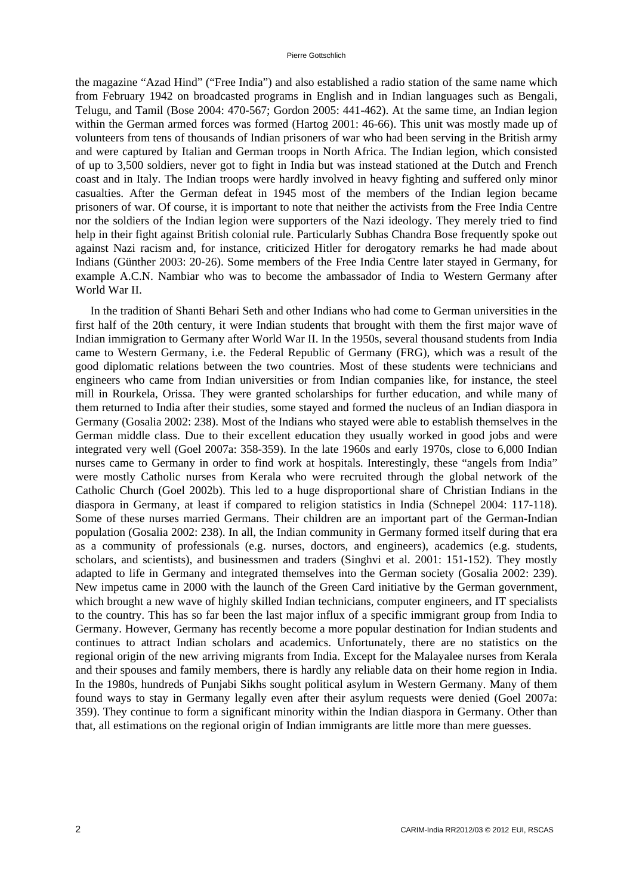the magazine "Azad Hind" ("Free India") and also established a radio station of the same name which from February 1942 on broadcasted programs in English and in Indian languages such as Bengali, Telugu, and Tamil (Bose 2004: 470-567; Gordon 2005: 441-462). At the same time, an Indian legion within the German armed forces was formed (Hartog 2001: 46-66). This unit was mostly made up of volunteers from tens of thousands of Indian prisoners of war who had been serving in the British army and were captured by Italian and German troops in North Africa. The Indian legion, which consisted of up to 3,500 soldiers, never got to fight in India but was instead stationed at the Dutch and French coast and in Italy. The Indian troops were hardly involved in heavy fighting and suffered only minor casualties. After the German defeat in 1945 most of the members of the Indian legion became prisoners of war. Of course, it is important to note that neither the activists from the Free India Centre nor the soldiers of the Indian legion were supporters of the Nazi ideology. They merely tried to find help in their fight against British colonial rule. Particularly Subhas Chandra Bose frequently spoke out against Nazi racism and, for instance, criticized Hitler for derogatory remarks he had made about Indians (Günther 2003: 20-26). Some members of the Free India Centre later stayed in Germany, for example A.C.N. Nambiar who was to become the ambassador of India to Western Germany after World War II.

In the tradition of Shanti Behari Seth and other Indians who had come to German universities in the first half of the 20th century, it were Indian students that brought with them the first major wave of Indian immigration to Germany after World War II. In the 1950s, several thousand students from India came to Western Germany, i.e. the Federal Republic of Germany (FRG), which was a result of the good diplomatic relations between the two countries. Most of these students were technicians and engineers who came from Indian universities or from Indian companies like, for instance, the steel mill in Rourkela, Orissa. They were granted scholarships for further education, and while many of them returned to India after their studies, some stayed and formed the nucleus of an Indian diaspora in Germany (Gosalia 2002: 238). Most of the Indians who stayed were able to establish themselves in the German middle class. Due to their excellent education they usually worked in good jobs and were integrated very well (Goel 2007a: 358-359). In the late 1960s and early 1970s, close to 6,000 Indian nurses came to Germany in order to find work at hospitals. Interestingly, these "angels from India" were mostly Catholic nurses from Kerala who were recruited through the global network of the Catholic Church (Goel 2002b). This led to a huge disproportional share of Christian Indians in the diaspora in Germany, at least if compared to religion statistics in India (Schnepel 2004: 117-118). Some of these nurses married Germans. Their children are an important part of the German-Indian population (Gosalia 2002: 238). In all, the Indian community in Germany formed itself during that era as a community of professionals (e.g. nurses, doctors, and engineers), academics (e.g. students, scholars, and scientists), and businessmen and traders (Singhvi et al. 2001: 151-152). They mostly adapted to life in Germany and integrated themselves into the German society (Gosalia 2002: 239). New impetus came in 2000 with the launch of the Green Card initiative by the German government, which brought a new wave of highly skilled Indian technicians, computer engineers, and IT specialists to the country. This has so far been the last major influx of a specific immigrant group from India to Germany. However, Germany has recently become a more popular destination for Indian students and continues to attract Indian scholars and academics. Unfortunately, there are no statistics on the regional origin of the new arriving migrants from India. Except for the Malayalee nurses from Kerala and their spouses and family members, there is hardly any reliable data on their home region in India. In the 1980s, hundreds of Punjabi Sikhs sought political asylum in Western Germany. Many of them found ways to stay in Germany legally even after their asylum requests were denied (Goel 2007a: 359). They continue to form a significant minority within the Indian diaspora in Germany. Other than that, all estimations on the regional origin of Indian immigrants are little more than mere guesses.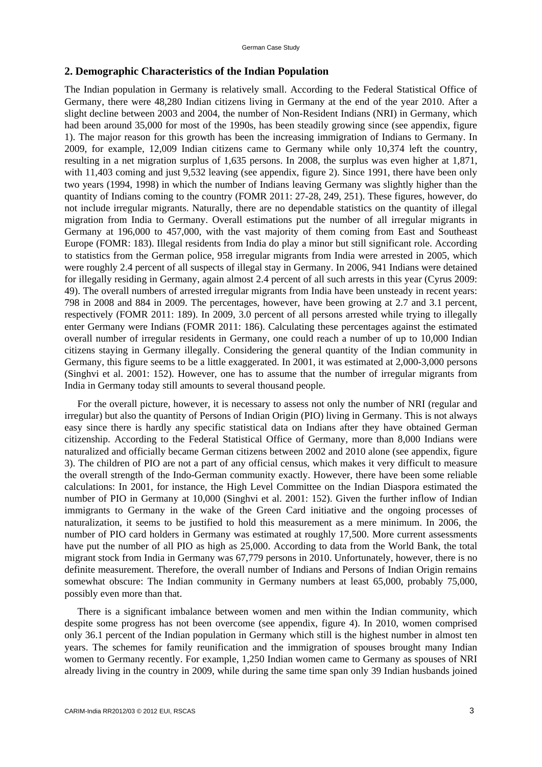## 2. Demographic Characteristics of the Indian Population

The Indian population in Germany is relatively small. According to the Federal Statistical Office of Germany, there were 48,280 Indian citizens living in Germany at the end of the year 2010. After a slight decline between 2003 and 2004, the number of Non-Resident Indians (NRI) in Germany, which had been around 35,000 for most of the 1990s, has been steadily growing since (see appendix, figure 1). The major reason for this growth has been the increasing immigration of Indians to Germany. In 2009, for example, 12,009 Indian citizens came to Germany while only 10,374 left the country, resulting in a net migration surplus of 1,635 persons. In 2008, the surplus was even higher at 1,871, with 11,403 coming and just 9,532 leaving (see appendix, figure 2). Since 1991, there have been only two years (1994, 1998) in which the number of Indians leaving Germany was slightly higher than the quantity of Indians coming to the country (FOMR 2011: 27-28, 249, 251). These figures, however, do not include irregular migrants. Naturally, there are no dependable statistics on the quantity of illegal migration from India to Germany. Overall estimations put the number of all irregular migrants in Germany at 196,000 to 457,000, with the vast majority of them coming from East and Southeast Europe (FOMR: 183). Illegal residents from India do play a minor but still significant role. According to statistics from the German police, 958 irregular migrants from India were arrested in 2005, which were roughly 2.4 percent of all suspects of illegal stay in Germany. In 2006, 941 Indians were detained for illegally residing in Germany, again almost 2.4 percent of all such arrests in this year (Cyrus 2009: 49). The overall numbers of arrested irregular migrants from India have been unsteady in recent years: 798 in 2008 and 884 in 2009. The percentages, however, have been growing at 2.7 and 3.1 percent, respectively (FOMR 2011: 189). In 2009, 3.0 percent of all persons arrested while trying to illegally enter Germany were Indians (FOMR 2011: 186). Calculating these percentages against the estimated overall number of irregular residents in Germany, one could reach a number of up to 10,000 Indian citizens staying in Germany illegally. Considering the general quantity of the Indian community in Germany, this figure seems to be a little exaggerated. In 2001, it was estimated at 2,000-3,000 persons (Singhvi et al. 2001: 152). However, one has to assume that the number of irregular migrants from India in Germany today still amounts to several thousand people.

For the overall picture, however, it is necessary to assess not only the number of NRI (regular and irregular) but also the quantity of Persons of Indian Origin (PIO) living in Germany. This is not always easy since there is hardly any specific statistical data on Indians after they have obtained German citizenship. According to the Federal Statistical Office of Germany, more than 8,000 Indians were naturalized and officially became German citizens between 2002 and 2010 alone (see appendix, figure 3). The children of PIO are not a part of any official census, which makes it very difficult to measure the overall strength of the Indo-German community exactly. However, there have been some reliable calculations: In 2001, for instance, the High Level Committee on the Indian Diaspora estimated the number of PIO in Germany at 10,000 (Singhvi et al. 2001: 152). Given the further inflow of Indian immigrants to Germany in the wake of the Green Card initiative and the ongoing processes of naturalization, it seems to be justified to hold this measurement as a mere minimum. In 2006, the number of PIO card holders in Germany was estimated at roughly 17,500. More current assessments have put the number of all PIO as high as 25,000. According to data from the World Bank, the total migrant stock from India in Germany was 67,779 persons in 2010. Unfortunately, however, there is no definite measurement. Therefore, the overall number of Indians and Persons of Indian Origin remains somewhat obscure: The Indian community in Germany numbers at least 65,000, probably 75,000, possibly even more than that.

There is a significant imbalance between women and men within the Indian community, which despite some progress has not been overcome (see appendix, figure 4). In 2010, women comprised only 36.1 percent of the Indian population in Germany which still is the highest number in almost ten years. The schemes for family reunification and the immigration of spouses brought many Indian women to Germany recently. For example, 1,250 Indian women came to Germany as spouses of NRI already living in the country in 2009, while during the same time span only 39 Indian husbands joined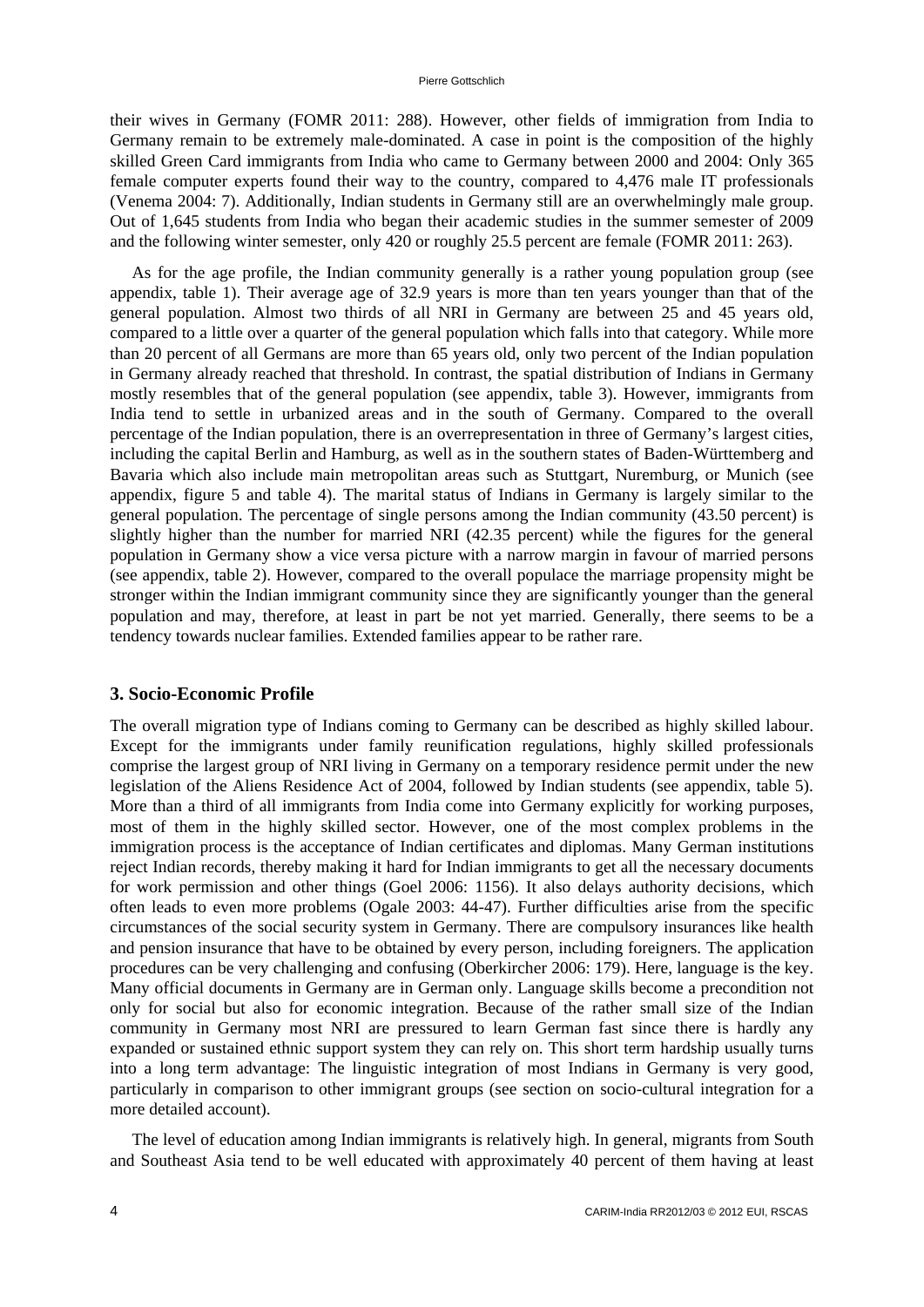their wives in Germany (FOMR 2011: 288). However, other fields of immigration from India to Germany remain to be extremely male-dominated. A case in point is the composition of the highly skilled Green Card immigrants from India who came to Germany between 2000 and 2004: Only 365 female computer experts found their way to the country, compared to 4,476 male IT professionals (Venema 2004: 7). Additionally, Indian students in Germany still are an overwhelmingly male group. Out of 1,645 students from India who began their academic studies in the summer semester of 2009 and the following winter semester, only 420 or roughly 25.5 percent are female (FOMR 2011: 263).

As for the age profile, the Indian community generally is a rather young population group (see appendix, table 1). Their average age of 32.9 years is more than ten years younger than that of the general population. Almost two thirds of all NRI in Germany are between 25 and 45 years old, compared to a little over a quarter of the general population which falls into that category. While more than 20 percent of all Germans are more than 65 years old, only two percent of the Indian population in Germany already reached that threshold. In contrast, the spatial distribution of Indians in Germany mostly resembles that of the general population (see appendix, table 3). However, immigrants from India tend to settle in urbanized areas and in the south of Germany. Compared to the overall percentage of the Indian population, there is an overrepresentation in three of Germany's largest cities, including the capital Berlin and Hamburg, as well as in the southern states of Baden-Württemberg and Bavaria which also include main metropolitan areas such as Stuttgart, Nuremburg, or Munich (see appendix, figure 5 and table 4). The marital status of Indians in Germany is largely similar to the general population. The percentage of single persons among the Indian community (43.50 percent) is slightly higher than the number for married NRI (42.35 percent) while the figures for the general population in Germany show a vice versa picture with a narrow margin in favour of married persons (see appendix, table 2). However, compared to the overall populace the marriage propensity might be stronger within the Indian immigrant community since they are significantly younger than the general population and may, therefore, at least in part be not yet married. Generally, there seems to be a tendency towards nuclear families. Extended families appear to be rather rare.

## 3. Socio-Economic Profile

The overall migration type of Indians coming to Germany can be described as highly skilled labour. Except for the immigrants under family reunification regulations, highly skilled professionals comprise the largest group of NRI living in Germany on a temporary residence permit under the new legislation of the Aliens Residence Act of 2004, followed by Indian students (see appendix, table 5). More than a third of all immigrants from India come into Germany explicitly for working purposes, most of them in the highly skilled sector. However, one of the most complex problems in the immigration process is the acceptance of Indian certificates and diplomas. Many German institutions reject Indian records, thereby making it hard for Indian immigrants to get all the necessary documents for work permission and other things (Goel 2006: 1156). It also delays authority decisions, which often leads to even more problems (Ogale 2003: 44-47). Further difficulties arise from the specific circumstances of the social security system in Germany. There are compulsory insurances like health and pension insurance that have to be obtained by every person, including foreigners. The application procedures can be very challenging and confusing (Oberkircher 2006: 179). Here, language is the key. Many official documents in Germany are in German only. Language skills become a precondition not only for social but also for economic integration. Because of the rather small size of the Indian community in Germany most NRI are pressured to learn German fast since there is hardly any expanded or sustained ethnic support system they can rely on. This short term hardship usually turns into a long term advantage: The linguistic integration of most Indians in Germany is very good, particularly in comparison to other immigrant groups (see section on socio-cultural integration for a more detailed account).

The level of education among Indian immigrants is relatively high. In general, migrants from South and Southeast Asia tend to be well educated with approximately 40 percent of them having at least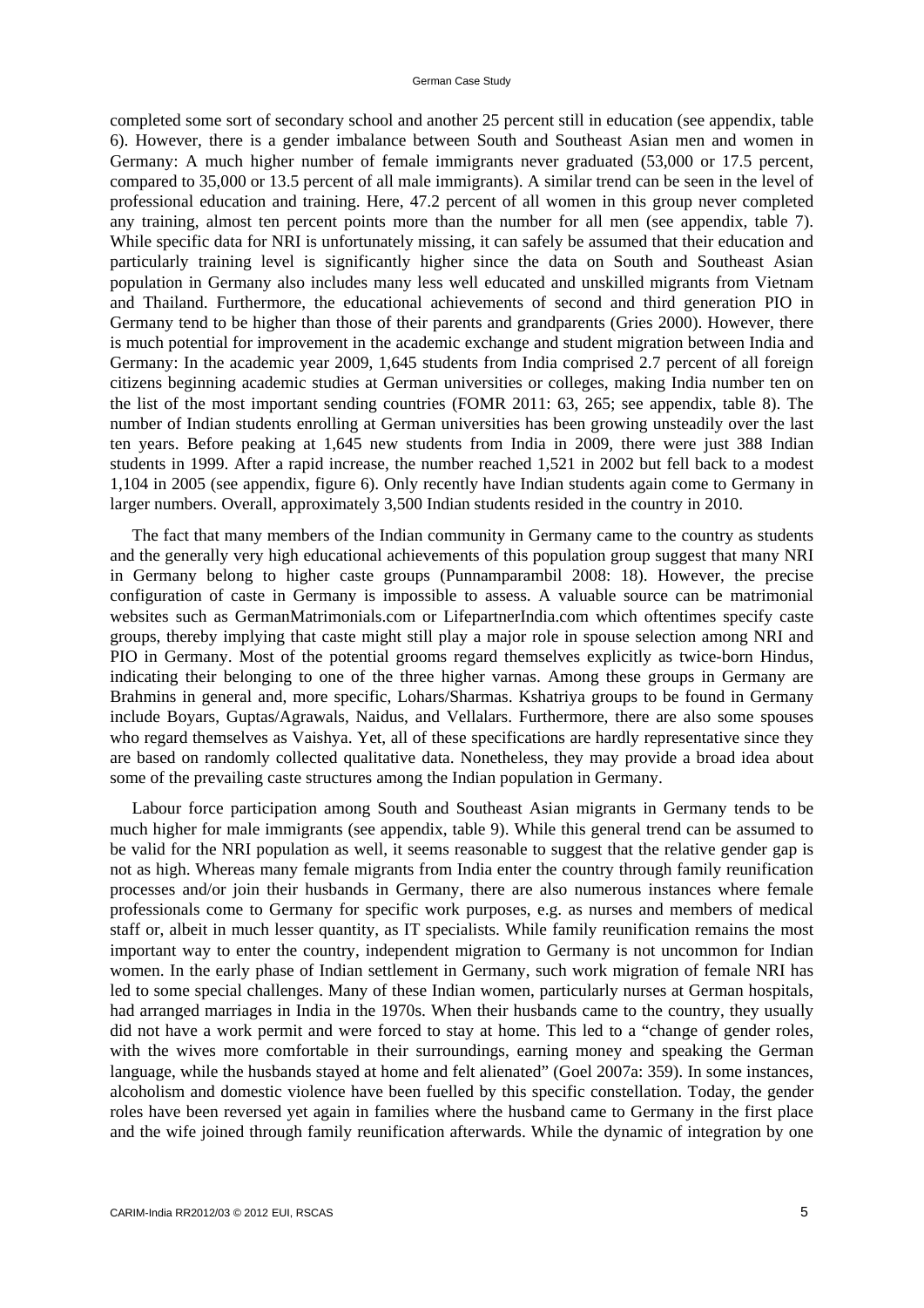completed some sort of secondary school and another 25 percent still in education (see appendix, table 6). However, there is a gender imbalance between South and Southeast Asian men and women in Germany: A much higher number of female immigrants never graduated (53,000 or 17.5 percent, compared to 35,000 or 13.5 percent of all male immigrants). A similar trend can be seen in the level of professional education and training. Here, 47.2 percent of all women in this group never completed any training, almost ten percent points more than the number for all men (see appendix, table 7). While specific data for NRI is unfortunately missing, it can safely be assumed that their education and particularly training level is significantly higher since the data on South and Southeast Asian population in Germany also includes many less well educated and unskilled migrants from Vietnam and Thailand. Furthermore, the educational achievements of second and third generation PIO in Germany tend to be higher than those of their parents and grandparents (Gries 2000). However, there is much potential for improvement in the academic exchange and student migration between India and Germany: In the academic year 2009, 1,645 students from India comprised 2.7 percent of all foreign citizens beginning academic studies at German universities or colleges, making India number ten on the list of the most important sending countries (FOMR 2011: 63, 265; see appendix, table 8). The number of Indian students enrolling at German universities has been growing unsteadily over the last ten years. Before peaking at 1,645 new students from India in 2009, there were just 388 Indian students in 1999. After a rapid increase, the number reached 1,521 in 2002 but fell back to a modest 1,104 in 2005 (see appendix, figure 6). Only recently have Indian students again come to Germany in larger numbers. Overall, approximately 3,500 Indian students resided in the country in 2010.

The fact that many members of the Indian community in Germany came to the country as students and the generally very high educational achievements of this population group suggest that many NRI in Germany belong to higher caste groups (Punnamparambil 2008: 18). However, the precise configuration of caste in Germany is impossible to assess. A valuable source can be matrimonial websites such as GermanMatrimonials.com or LifepartnerIndia.com which oftentimes specify caste groups, thereby implying that caste might still play a major role in spouse selection among NRI and PIO in Germany. Most of the potential grooms regard themselves explicitly as twice-born Hindus, indicating their belonging to one of the three higher varnas. Among these groups in Germany are Brahmins in general and, more specific, Lohars/Sharmas. Kshatriya groups to be found in Germany include Boyars, Guptas/Agrawals, Naidus, and Vellalars. Furthermore, there are also some spouses who regard themselves as Vaishya. Yet, all of these specifications are hardly representative since they are based on randomly collected qualitative data. Nonetheless, they may provide a broad idea about some of the prevailing caste structures among the Indian population in Germany.

Labour force participation among South and Southeast Asian migrants in Germany tends to be much higher for male immigrants (see appendix, table 9). While this general trend can be assumed to be valid for the NRI population as well, it seems reasonable to suggest that the relative gender gap is not as high. Whereas many female migrants from India enter the country through family reunification processes and/or join their husbands in Germany, there are also numerous instances where female professionals come to Germany for specific work purposes, e.g. as nurses and members of medical staff or, albeit in much lesser quantity, as IT specialists. While family reunification remains the most important way to enter the country, independent migration to Germany is not uncommon for Indian women. In the early phase of Indian settlement in Germany, such work migration of female NRI has led to some special challenges. Many of these Indian women, particularly nurses at German hospitals, had arranged marriages in India in the 1970s. When their husbands came to the country, they usually did not have a work permit and were forced to stay at home. This led to a "change of gender roles, with the wives more comfortable in their surroundings, earning money and speaking the German language, while the husbands stayed at home and felt alienated" (Goel 2007a: 359). In some instances, alcoholism and domestic violence have been fuelled by this specific constellation. Today, the gender roles have been reversed yet again in families where the husband came to Germany in the first place and the wife joined through family reunification afterwards. While the dynamic of integration by one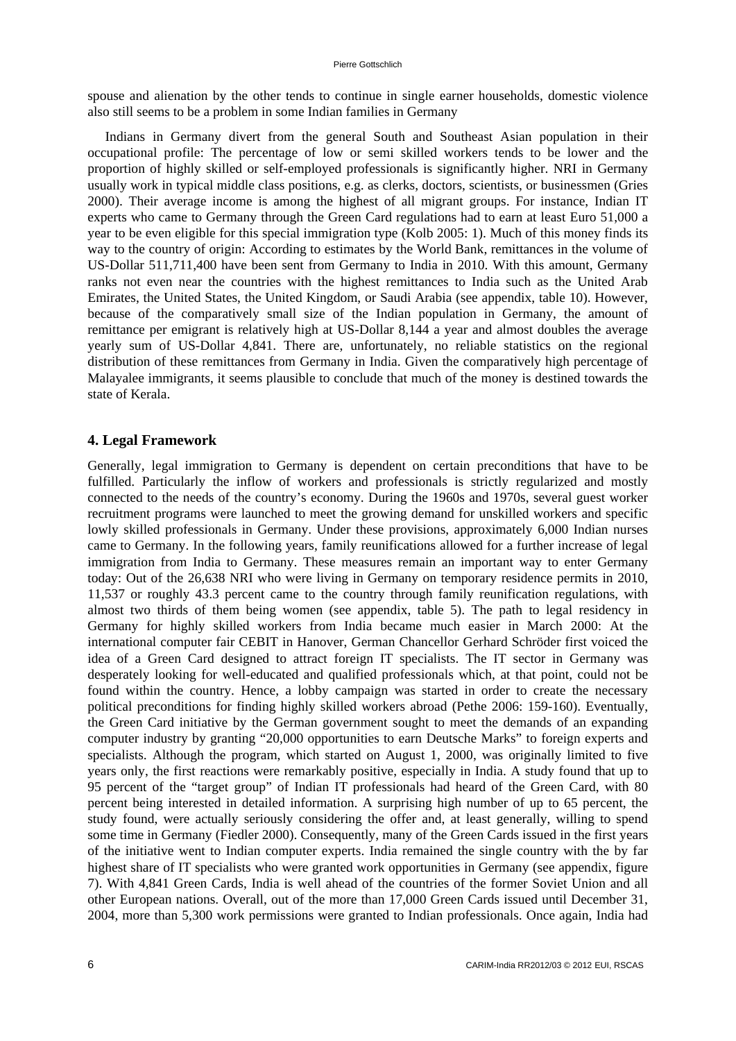spouse and alienation by the other tends to continue in single earner households, domestic violence also still seems to be a problem in some Indian families in Germany

Indians in Germany divert from the general South and Southeast Asian population in their occupational profile: The percentage of low or semi skilled workers tends to be lower and the proportion of highly skilled or self-employed professionals is significantly higher. NRI in Germany usually work in typical middle class positions, e.g. as clerks, doctors, scientists, or businessmen (Gries 2000). Their average income is among the highest of all migrant groups. For instance, Indian IT experts who came to Germany through the Green Card regulations had to earn at least Euro 51,000 a year to be even eligible for this special immigration type (Kolb 2005: 1). Much of this money finds its way to the country of origin: According to estimates by the World Bank, remittances in the volume of US-Dollar 511,711,400 have been sent from Germany to India in 2010. With this amount, Germany ranks not even near the countries with the highest remittances to India such as the United Arab Emirates, the United States, the United Kingdom, or Saudi Arabia (see appendix, table 10). However, because of the comparatively small size of the Indian population in Germany, the amount of remittance per emigrant is relatively high at US-Dollar 8,144 a year and almost doubles the average yearly sum of US-Dollar 4,841. There are, unfortunately, no reliable statistics on the regional distribution of these remittances from Germany in India. Given the comparatively high percentage of Malayalee immigrants, it seems plausible to conclude that much of the money is destined towards the state of Kerala.

## 4. Legal Framework

Generally, legal immigration to Germany is dependent on certain preconditions that have to be fulfilled. Particularly the inflow of workers and professionals is strictly regularized and mostly connected to the needs of the country's economy. During the 1960s and 1970s, several guest worker recruitment programs were launched to meet the growing demand for unskilled workers and specific lowly skilled professionals in Germany. Under these provisions, approximately 6,000 Indian nurses came to Germany. In the following years, family reunifications allowed for a further increase of legal immigration from India to Germany. These measures remain an important way to enter Germany today: Out of the 26,638 NRI who were living in Germany on temporary residence permits in 2010, 11,537 or roughly 43.3 percent came to the country through family reunification regulations, with almost two thirds of them being women (see appendix, table 5). The path to legal residency in Germany for highly skilled workers from India became much easier in March 2000: At the international computer fair CEBIT in Hanover, German Chancellor Gerhard Schröder first voiced the idea of a Green Card designed to attract foreign IT specialists. The IT sector in Germany was desperately looking for well-educated and qualified professionals which, at that point, could not be found within the country. Hence, a lobby campaign was started in order to create the necessary political preconditions for finding highly skilled workers abroad (Pethe 2006: 159-160). Eventually, the Green Card initiative by the German government sought to meet the demands of an expanding computer industry by granting "20,000 opportunities to earn Deutsche Marks" to foreign experts and specialists. Although the program, which started on August 1, 2000, was originally limited to five years only, the first reactions were remarkably positive, especially in India. A study found that up to 95 percent of the "target group" of Indian IT professionals had heard of the Green Card, with 80 percent being interested in detailed information. A surprising high number of up to 65 percent, the study found, were actually seriously considering the offer and, at least generally, willing to spend some time in Germany (Fiedler 2000). Consequently, many of the Green Cards issued in the first years of the initiative went to Indian computer experts. India remained the single country with the by far highest share of IT specialists who were granted work opportunities in Germany (see appendix, figure 7). With 4,841 Green Cards, India is well ahead of the countries of the former Soviet Union and all other European nations. Overall, out of the more than 17,000 Green Cards issued until December 31, 2004, more than 5,300 work permissions were granted to Indian professionals. Once again, India had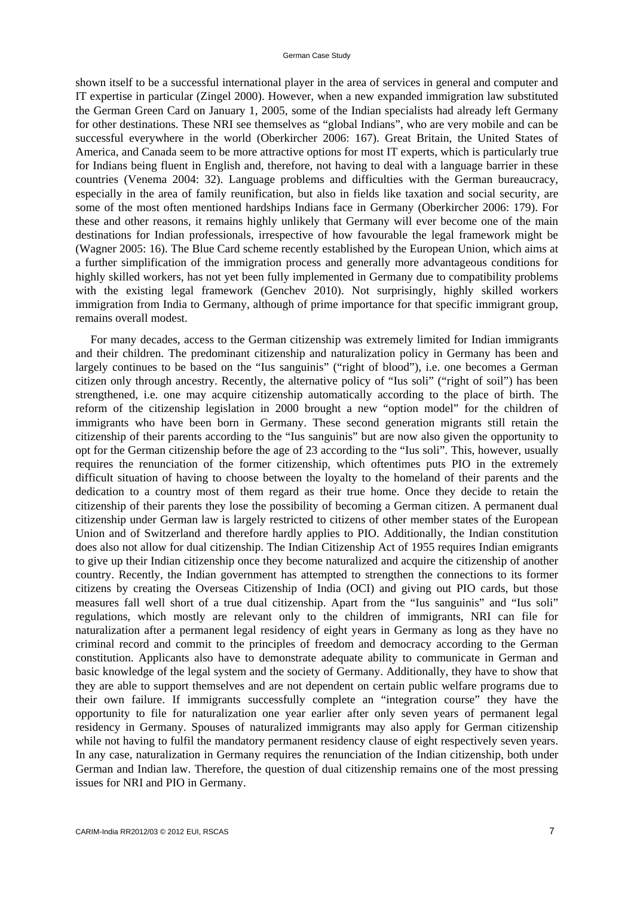shown itself to be a successful international player in the area of services in general and computer and IT expertise in particular (Zingel 2000). However, when a new expanded immigration law substituted the German Green Card on January 1, 2005, some of the Indian specialists had already left Germany for other destinations. These NRI see themselves as "global Indians", who are very mobile and can be successful everywhere in the world (Oberkircher 2006: 167). Great Britain, the United States of America, and Canada seem to be more attractive options for most IT experts, which is particularly true for Indians being fluent in English and, therefore, not having to deal with a language barrier in these countries (Venema 2004: 32). Language problems and difficulties with the German bureaucracy, especially in the area of family reunification, but also in fields like taxation and social security, are some of the most often mentioned hardships Indians face in Germany (Oberkircher 2006: 179). For these and other reasons, it remains highly unlikely that Germany will ever become one of the main destinations for Indian professionals, irrespective of how favourable the legal framework might be (Wagner 2005: 16). The Blue Card scheme recently established by the European Union, which aims at a further simplification of the immigration process and generally more advantageous conditions for highly skilled workers, has not yet been fully implemented in Germany due to compatibility problems with the existing legal framework (Genchev 2010). Not surprisingly, highly skilled workers immigration from India to Germany, although of prime importance for that specific immigrant group, remains overall modest.

For many decades, access to the German citizenship was extremely limited for Indian immigrants and their children. The predominant citizenship and naturalization policy in Germany has been and largely continues to be based on the "Ius sanguinis" ("right of blood"), i.e. one becomes a German citizen only through ancestry. Recently, the alternative policy of "Ius soli" ("right of soil") has been strengthened, i.e. one may acquire citizenship automatically according to the place of birth. The reform of the citizenship legislation in 2000 brought a new "option model" for the children of immigrants who have been born in Germany. These second generation migrants still retain the citizenship of their parents according to the "Ius sanguinis" but are now also given the opportunity to opt for the German citizenship before the age of 23 according to the "Ius soli". This, however, usually requires the renunciation of the former citizenship, which oftentimes puts PIO in the extremely difficult situation of having to choose between the loyalty to the homeland of their parents and the dedication to a country most of them regard as their true home. Once they decide to retain the citizenship of their parents they lose the possibility of becoming a German citizen. A permanent dual citizenship under German law is largely restricted to citizens of other member states of the European Union and of Switzerland and therefore hardly applies to PIO. Additionally, the Indian constitution does also not allow for dual citizenship. The Indian Citizenship Act of 1955 requires Indian emigrants to give up their Indian citizenship once they become naturalized and acquire the citizenship of another country. Recently, the Indian government has attempted to strengthen the connections to its former citizens by creating the Overseas Citizenship of India (OCI) and giving out PIO cards, but those measures fall well short of a true dual citizenship. Apart from the "Ius sanguinis" and "Ius soli" regulations, which mostly are relevant only to the children of immigrants, NRI can file for naturalization after a permanent legal residency of eight years in Germany as long as they have no criminal record and commit to the principles of freedom and democracy according to the German constitution. Applicants also have to demonstrate adequate ability to communicate in German and basic knowledge of the legal system and the society of Germany. Additionally, they have to show that they are able to support themselves and are not dependent on certain public welfare programs due to their own failure. If immigrants successfully complete an "integration course" they have the opportunity to file for naturalization one year earlier after only seven years of permanent legal residency in Germany. Spouses of naturalized immigrants may also apply for German citizenship while not having to fulfil the mandatory permanent residency clause of eight respectively seven years. In any case, naturalization in Germany requires the renunciation of the Indian citizenship, both under German and Indian law. Therefore, the question of dual citizenship remains one of the most pressing issues for NRI and PIO in Germany.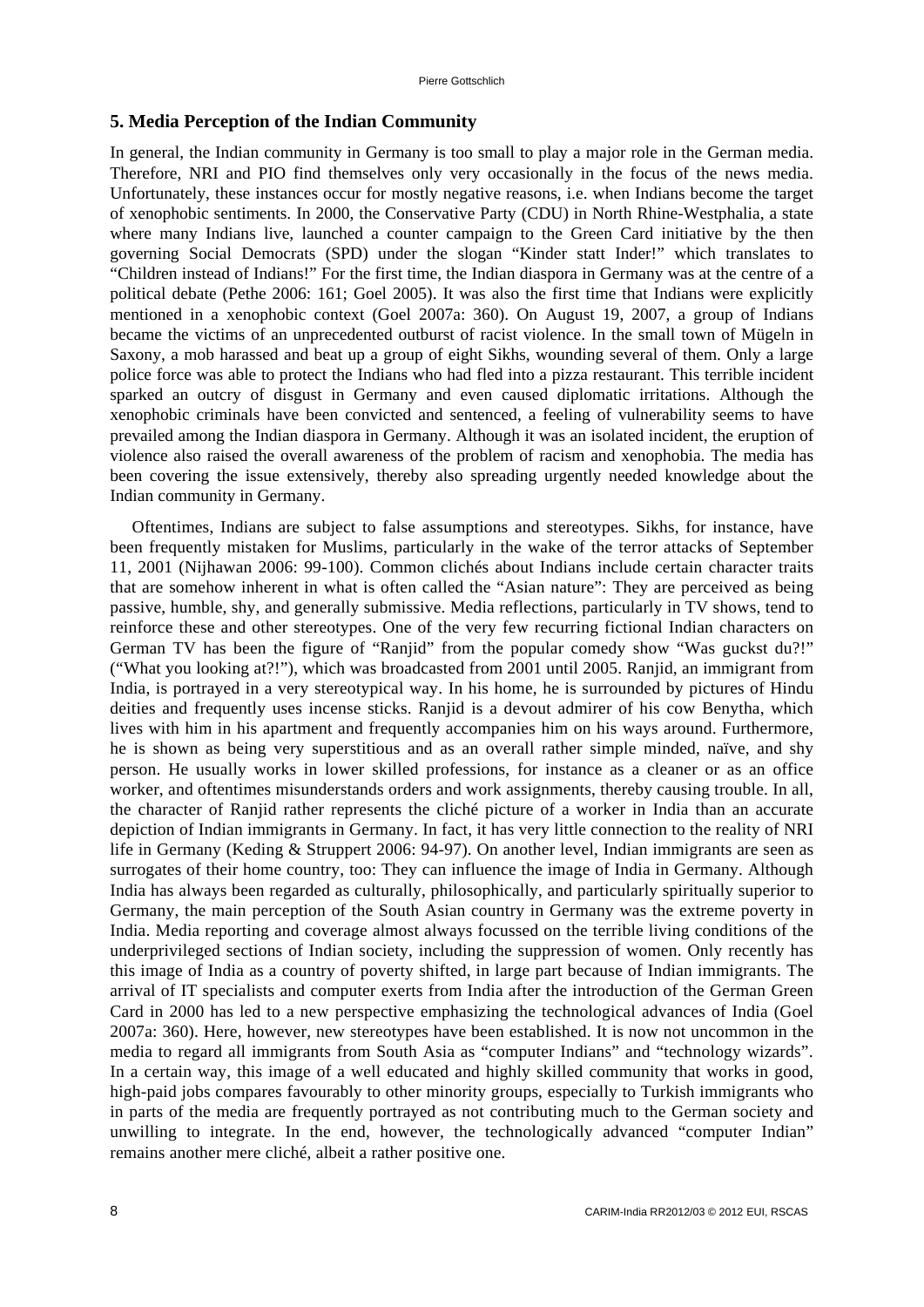## 5. Media Perception of the Indian Community

In general, the Indian community in Germany is too small to play a major role in the German media. Therefore, NRI and PIO find themselves only very occasionally in the focus of the news media. Unfortunately, these instances occur for mostly negative reasons, i.e. when Indians become the target of xenophobic sentiments. In 2000, the Conservative Party (CDU) in North Rhine-Westphalia, a state where many Indians live, launched a counter campaign to the Green Card initiative by the then governing Social Democrats (SPD) under the slogan "Kinder statt Inder!" which translates to "Children instead of Indians!" For the first time, the Indian diaspora in Germany was at the centre of a political debate (Pethe 2006: 161; Goel 2005). It was also the first time that Indians were explicitly mentioned in a xenophobic context (Goel 2007a: 360). On August 19, 2007, a group of Indians became the victims of an unprecedented outburst of racist violence. In the small town of Mügeln in Saxony, a mob harassed and beat up a group of eight Sikhs, wounding several of them. Only a large police force was able to protect the Indians who had fled into a pizza restaurant. This terrible incident sparked an outcry of disgust in Germany and even caused diplomatic irritations. Although the xenophobic criminals have been convicted and sentenced, a feeling of vulnerability seems to have prevailed among the Indian diaspora in Germany. Although it was an isolated incident, the eruption of violence also raised the overall awareness of the problem of racism and xenophobia. The media has been covering the issue extensively, thereby also spreading urgently needed knowledge about the Indian community in Germany.

Oftentimes, Indians are subject to false assumptions and stereotypes. Sikhs, for instance, have been frequently mistaken for Muslims, particularly in the wake of the terror attacks of September 11, 2001 (Nijhawan 2006: 99-100). Common clichés about Indians include certain character traits that are somehow inherent in what is often called the "Asian nature": They are perceived as being passive, humble, shy, and generally submissive. Media reflections, particularly in TV shows, tend to reinforce these and other stereotypes. One of the very few recurring fictional Indian characters on German TV has been the figure of "Ranjid" from the popular comedy show "Was guckst du?!" ("What you looking at?!"), which was broadcasted from 2001 until 2005. Ranjid, an immigrant from India, is portrayed in a very stereotypical way. In his home, he is surrounded by pictures of Hindu deities and frequently uses incense sticks. Ranjid is a devout admirer of his cow Benytha, which lives with him in his apartment and frequently accompanies him on his ways around. Furthermore, he is shown as being very superstitious and as an overall rather simple minded, naïve, and shy person. He usually works in lower skilled professions, for instance as a cleaner or as an office worker, and oftentimes misunderstands orders and work assignments, thereby causing trouble. In all, the character of Ranjid rather represents the cliché picture of a worker in India than an accurate depiction of Indian immigrants in Germany. In fact, it has very little connection to the reality of NRI life in Germany (Keding & Struppert 2006: 94-97). On another level, Indian immigrants are seen as surrogates of their home country, too: They can influence the image of India in Germany. Although India has always been regarded as culturally, philosophically, and particularly spiritually superior to Germany, the main perception of the South Asian country in Germany was the extreme poverty in India. Media reporting and coverage almost always focussed on the terrible living conditions of the underprivileged sections of Indian society, including the suppression of women. Only recently has this image of India as a country of poverty shifted, in large part because of Indian immigrants. The arrival of IT specialists and computer exerts from India after the introduction of the German Green Card in 2000 has led to a new perspective emphasizing the technological advances of India (Goel 2007a: 360). Here, however, new stereotypes have been established. It is now not uncommon in the media to regard all immigrants from South Asia as "computer Indians" and "technology wizards". In a certain way, this image of a well educated and highly skilled community that works in good, high-paid jobs compares favourably to other minority groups, especially to Turkish immigrants who in parts of the media are frequently portrayed as not contributing much to the German society and unwilling to integrate. In the end, however, the technologically advanced "computer Indian" remains another mere cliché, albeit a rather positive one.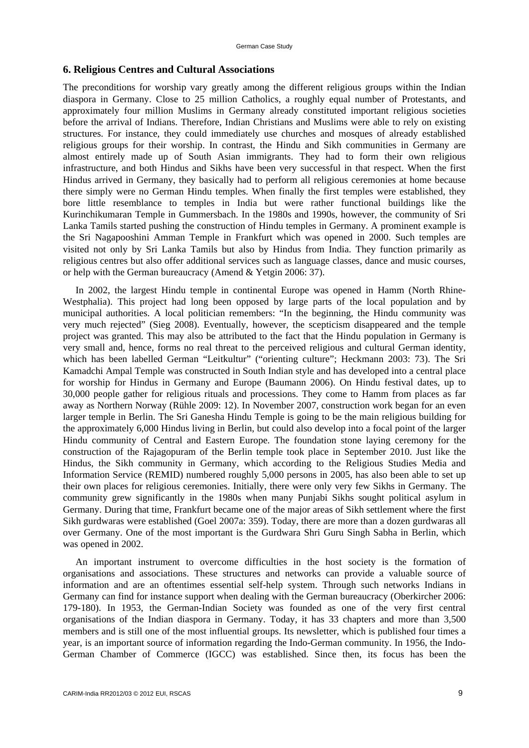## 6. Religious Centres and Cultural Associations

The preconditions for worship vary greatly among the different religious groups within the Indian diaspora in Germany. Close to 25 million Catholics, a roughly equal number of Protestants, and approximately four million Muslims in Germany already constituted important religious societies before the arrival of Indians. Therefore, Indian Christians and Muslims were able to rely on existing structures. For instance, they could immediately use churches and mosques of already established religious groups for their worship. In contrast, the Hindu and Sikh communities in Germany are almost entirely made up of South Asian immigrants. They had to form their own religious infrastructure, and both Hindus and Sikhs have been very successful in that respect. When the first Hindus arrived in Germany, they basically had to perform all religious ceremonies at home because there simply were no German Hindu temples. When finally the first temples were established, they bore little resemblance to temples in India but were rather functional buildings like the Kurinchikumaran Temple in Gummersbach. In the 1980s and 1990s, however, the community of Sri Lanka Tamils started pushing the construction of Hindu temples in Germany. A prominent example is the Sri Nagapooshini Amman Temple in Frankfurt which was opened in 2000. Such temples are visited not only by Sri Lanka Tamils but also by Hindus from India. They function primarily as religious centres but also offer additional services such as language classes, dance and music courses, or help with the German bureaucracy (Amend & Yetgin 2006: 37).

In 2002, the largest Hindu temple in continental Europe was opened in Hamm (North Rhine-Westphalia). This project had long been opposed by large parts of the local population and by municipal authorities. A local politician remembers: "In the beginning, the Hindu community was very much rejected" (Sieg 2008). Eventually, however, the scepticism disappeared and the temple project was granted. This may also be attributed to the fact that the Hindu population in Germany is very small and, hence, forms no real threat to the perceived religious and cultural German identity, which has been labelled German "Leitkultur" ("orienting culture"; Heckmann 2003: 73). The Sri Kamadchi Ampal Temple was constructed in South Indian style and has developed into a central place for worship for Hindus in Germany and Europe (Baumann 2006). On Hindu festival dates, up to 30,000 people gather for religious rituals and processions. They come to Hamm from places as far away as Northern Norway (Rühle 2009: 12). In November 2007, construction work began for an even larger temple in Berlin. The Sri Ganesha Hindu Temple is going to be the main religious building for the approximately 6,000 Hindus living in Berlin, but could also develop into a focal point of the larger Hindu community of Central and Eastern Europe. The foundation stone laying ceremony for the construction of the Rajagopuram of the Berlin temple took place in September 2010. Just like the Hindus, the Sikh community in Germany, which according to the Religious Studies Media and Information Service (REMID) numbered roughly 5,000 persons in 2005, has also been able to set up their own places for religious ceremonies. Initially, there were only very few Sikhs in Germany. The community grew significantly in the 1980s when many Punjabi Sikhs sought political asylum in Germany. During that time, Frankfurt became one of the major areas of Sikh settlement where the first Sikh gurdwaras were established (Goel 2007a: 359). Today, there are more than a dozen gurdwaras all over Germany. One of the most important is the Gurdwara Shri Guru Singh Sabha in Berlin, which was opened in 2002.

An important instrument to overcome difficulties in the host society is the formation of organisations and associations. These structures and networks can provide a valuable source of information and are an oftentimes essential self-help system. Through such networks Indians in Germany can find for instance support when dealing with the German bureaucracy (Oberkircher 2006: 179-180). In 1953, the German-Indian Society was founded as one of the very first central organisations of the Indian diaspora in Germany. Today, it has 33 chapters and more than 3,500 members and is still one of the most influential groups. Its newsletter, which is published four times a year, is an important source of information regarding the Indo-German community. In 1956, the Indo-German Chamber of Commerce (IGCC) was established. Since then, its focus has been the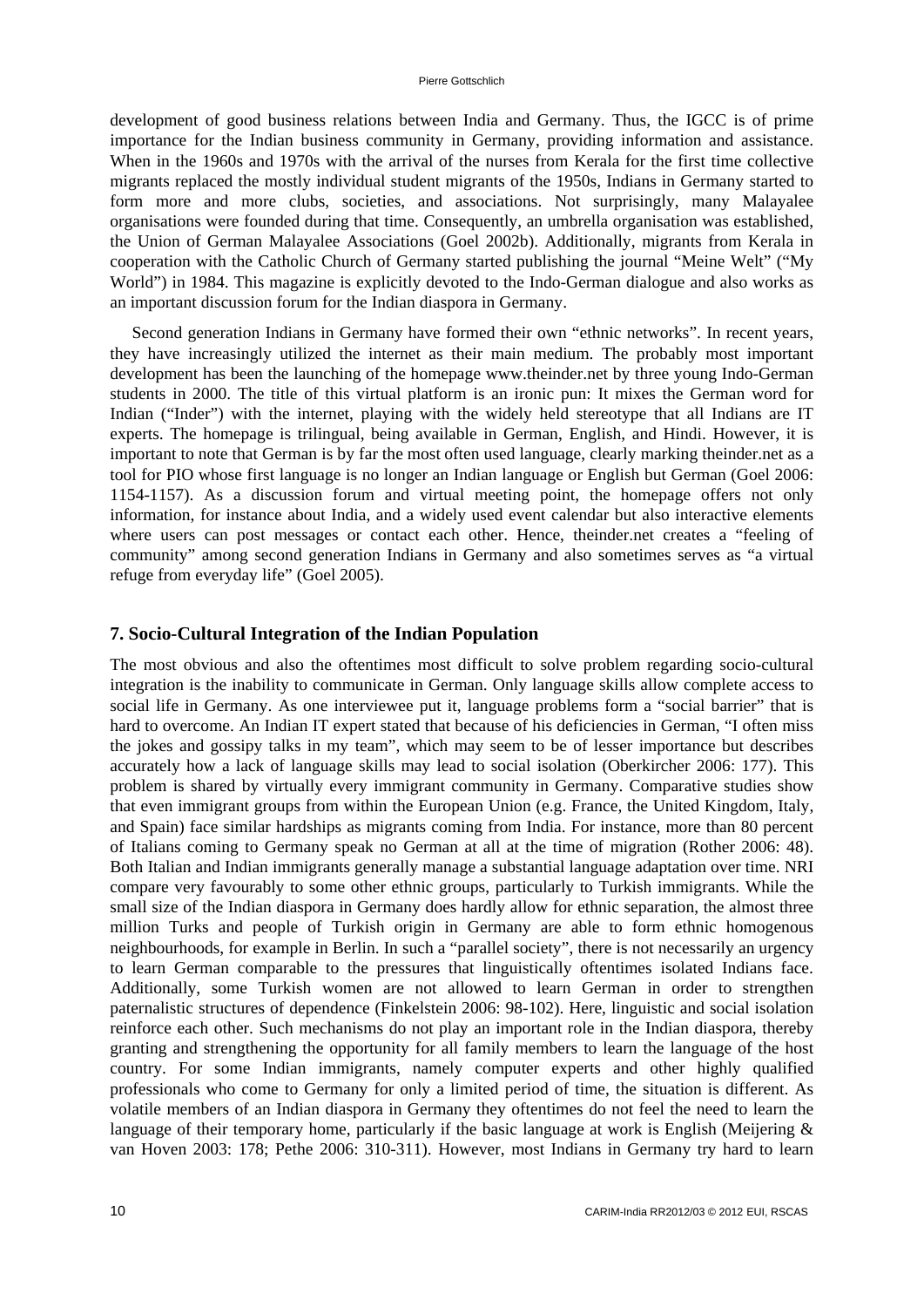development of good business relations between India and Germany. Thus, the IGCC is of prime importance for the Indian business community in Germany, providing information and assistance. When in the 1960s and 1970s with the arrival of the nurses from Kerala for the first time collective migrants replaced the mostly individual student migrants of the 1950s, Indians in Germany started to form more and more clubs, societies, and associations. Not surprisingly, many Malayalee organisations were founded during that time. Consequently, an umbrella organisation was established, the Union of German Malayalee Associations (Goel 2002b). Additionally, migrants from Kerala in cooperation with the Catholic Church of Germany started publishing the journal "Meine Welt" ("My World") in 1984. This magazine is explicitly devoted to the Indo-German dialogue and also works as an important discussion forum for the Indian diaspora in Germany.

Second generation Indians in Germany have formed their own "ethnic networks". In recent years, they have increasingly utilized the internet as their main medium. The probably most important development has been the launching of the homepage www.theinder.net by three young Indo-German students in 2000. The title of this virtual platform is an ironic pun: It mixes the German word for Indian ("Inder") with the internet, playing with the widely held stereotype that all Indians are IT experts. The homepage is trilingual, being available in German, English, and Hindi. However, it is important to note that German is by far the most often used language, clearly marking theinder.net as a tool for PIO whose first language is no longer an Indian language or English but German (Goel 2006: 1154-1157). As a discussion forum and virtual meeting point, the homepage offers not only information, for instance about India, and a widely used event calendar but also interactive elements where users can post messages or contact each other. Hence, theinder.net creates a "feeling of community" among second generation Indians in Germany and also sometimes serves as "a virtual refuge from everyday life" (Goel 2005).

## 7. Socio-Cultural Integration of the Indian Population

The most obvious and also the oftentimes most difficult to solve problem regarding socio-cultural integration is the inability to communicate in German. Only language skills allow complete access to social life in Germany. As one interviewee put it, language problems form a "social barrier" that is hard to overcome. An Indian IT expert stated that because of his deficiencies in German, "I often miss the jokes and gossipy talks in my team", which may seem to be of lesser importance but describes accurately how a lack of language skills may lead to social isolation (Oberkircher 2006: 177). This problem is shared by virtually every immigrant community in Germany. Comparative studies show that even immigrant groups from within the European Union (e.g. France, the United Kingdom, Italy, and Spain) face similar hardships as migrants coming from India. For instance, more than 80 percent of Italians coming to Germany speak no German at all at the time of migration (Rother 2006: 48). Both Italian and Indian immigrants generally manage a substantial language adaptation over time. NRI compare very favourably to some other ethnic groups, particularly to Turkish immigrants. While the small size of the Indian diaspora in Germany does hardly allow for ethnic separation, the almost three million Turks and people of Turkish origin in Germany are able to form ethnic homogenous neighbourhoods, for example in Berlin. In such a "parallel society", there is not necessarily an urgency to learn German comparable to the pressures that linguistically oftentimes isolated Indians face. Additionally, some Turkish women are not allowed to learn German in order to strengthen paternalistic structures of dependence (Finkelstein 2006: 98-102). Here, linguistic and social isolation reinforce each other. Such mechanisms do not play an important role in the Indian diaspora, thereby granting and strengthening the opportunity for all family members to learn the language of the host country. For some Indian immigrants, namely computer experts and other highly qualified professionals who come to Germany for only a limited period of time, the situation is different. As volatile members of an Indian diaspora in Germany they oftentimes do not feel the need to learn the language of their temporary home, particularly if the basic language at work is English (Meijering & van Hoven 2003: 178; Pethe 2006: 310-311). However, most Indians in Germany try hard to learn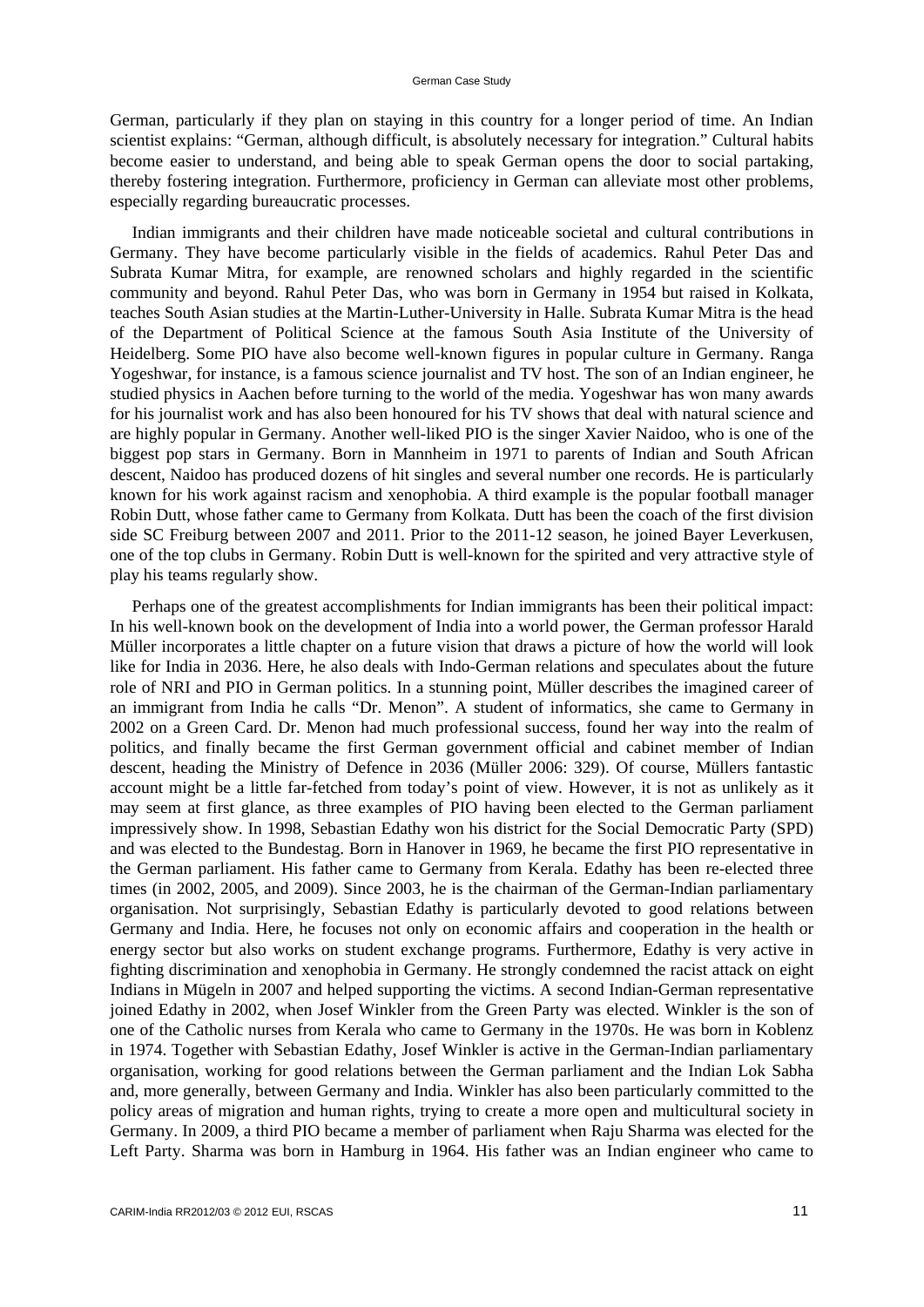German, particularly if they plan on staying in this country for a longer period of time. An Indian scientist explains: “German, although difficult, is absolutely necessary for integration.” Cultural habits become easier to understand, and being able to speak German opens the door to social partaking, thereby fostering integration. Furthermore, proficiency in German can alleviate most other problems, especially regarding bureaucratic processes.

Indian immigrants and their children have made noticeable societal and cultural contributions in Germany. They have become particularly visible in the fields of academics. Rahul Peter Das and Subrata Kumar Mitra, for example, are renowned scholars and highly regarded in the scientific community and beyond. Rahul Peter Das, who was born in Germany in 1954 but raised in Kolkata, teaches South Asian studies at the Martin-Luther-University in Halle. Subrata Kumar Mitra is the head of the Department of Political Science at the famous South Asia Institute of the University of Heidelberg. Some PIO have also become well-known figures in popular culture in Germany. Ranga Yogeshwar, for instance, is a famous science journalist and TV host. The son of an Indian engineer, he studied physics in Aachen before turning to the world of the media. Yogeshwar has won many awards for his journalist work and has also been honoured for his TV shows that deal with natural science and are highly popular in Germany. Another well-liked PIO is the singer Xavier Naidoo, who is one of the biggest pop stars in Germany. Born in Mannheim in 1971 to parents of Indian and South African descent, Naidoo has produced dozens of hit singles and several number one records. He is particularly known for his work against racism and xenophobia. A third example is the popular football manager Robin Dutt, whose father came to Germany from Kolkata. Dutt has been the coach of the first division side SC Freiburg between 2007 and 2011. Prior to the 2011-12 season, he joined Bayer Leverkusen, one of the top clubs in Germany. Robin Dutt is well-known for the spirited and very attractive style of play his teams regularly show.

Perhaps one of the greatest accomplishments for Indian immigrants has been their political impact: In his well-known book on the development of India into a world power, the German professor Harald Müller incorporates a little chapter on a future vision that draws a picture of how the world will look like for India in 2036. Here, he also deals with Indo-German relations and speculates about the future role of NRI and PIO in German politics. In a stunning point, Müller describes the imagined career of an immigrant from India he calls “Dr. Menon”. A student of informatics, she came to Germany in 2002 on a Green Card. Dr. Menon had much professional success, found her way into the realm of politics, and finally became the first German government official and cabinet member of Indian descent, heading the Ministry of Defence in 2036 (Müller 2006: 329). Of course, Müllers fantastic account might be a little far-fetched from today’s point of view. However, it is not as unlikely as it may seem at first glance, as three examples of PIO having been elected to the German parliament impressively show. In 1998, Sebastian Edathy won his district for the Social Democratic Party (SPD) and was elected to the Bundestag. Born in Hanover in 1969, he became the first PIO representative in the German parliament. His father came to Germany from Kerala. Edathy has been re-elected three times (in 2002, 2005, and 2009). Since 2003, he is the chairman of the German-Indian parliamentary organisation. Not surprisingly, Sebastian Edathy is particularly devoted to good relations between Germany and India. Here, he focuses not only on economic affairs and cooperation in the health or energy sector but also works on student exchange programs. Furthermore, Edathy is very active in fighting discrimination and xenophobia in Germany. He strongly condemned the racist attack on eight Indians in Mügeln in 2007 and helped supporting the victims. A second Indian-German representative joined Edathy in 2002, when Josef Winkler from the Green Party was elected. Winkler is the son of one of the Catholic nurses from Kerala who came to Germany in the 1970s. He was born in Koblenz in 1974. Together with Sebastian Edathy, Josef Winkler is active in the German-Indian parliamentary organisation, working for good relations between the German parliament and the Indian Lok Sabha and, more generally, between Germany and India. Winkler has also been particularly committed to the policy areas of migration and human rights, trying to create a more open and multicultural society in Germany. In 2009, a third PIO became a member of parliament when Raju Sharma was elected for the Left Party. Sharma was born in Hamburg in 1964. His father was an Indian engineer who came to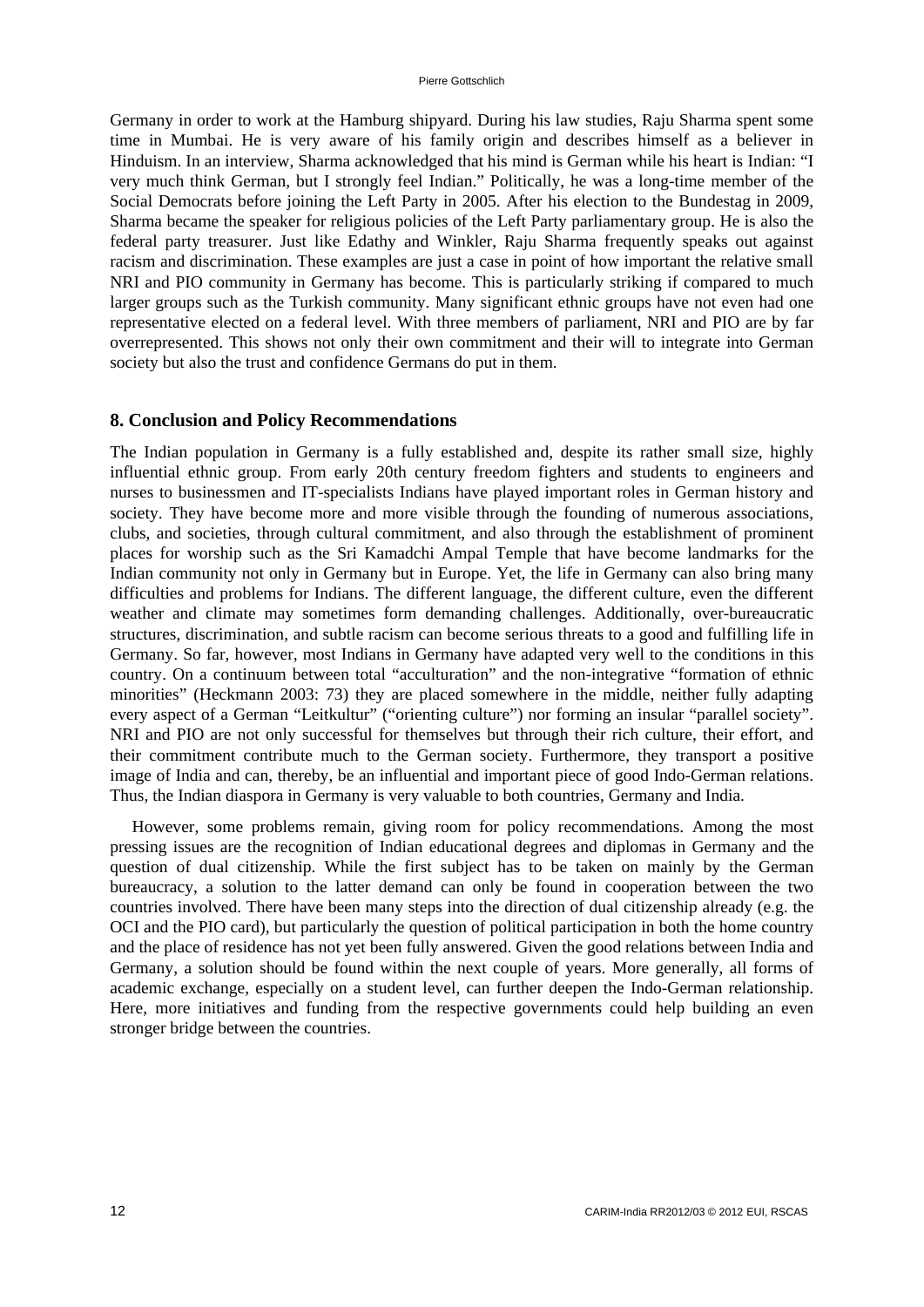Germany in order to work at the Hamburg shipyard. During his law studies, Raju Sharma spent some time in Mumbai. He is very aware of his family origin and describes himself as a believer in Hinduism. In an interview, Sharma acknowledged that his mind is German while his heart is Indian: "I very much think German, but I strongly feel Indian." Politically, he was a long-time member of the Social Democrats before joining the Left Party in 2005. After his election to the Bundestag in 2009, Sharma became the speaker for religious policies of the Left Party parliamentary group. He is also the federal party treasurer. Just like Edathy and Winkler, Raju Sharma frequently speaks out against racism and discrimination. These examples are just a case in point of how important the relative small NRI and PIO community in Germany has become. This is particularly striking if compared to much larger groups such as the Turkish community. Many significant ethnic groups have not even had one representative elected on a federal level. With three members of parliament, NRI and PIO are by far overrepresented. This shows not only their own commitment and their will to integrate into German society but also the trust and confidence Germans do put in them.

## 8. Conclusion and Policy Recommendations

The Indian population in Germany is a fully established and, despite its rather small size, highly influential ethnic group. From early 20th century freedom fighters and students to engineers and nurses to businessmen and IT-specialists Indians have played important roles in German history and society. They have become more and more visible through the founding of numerous associations, clubs, and societies, through cultural commitment, and also through the establishment of prominent places for worship such as the Sri Kamadchi Ampal Temple that have become landmarks for the Indian community not only in Germany but in Europe. Yet, the life in Germany can also bring many difficulties and problems for Indians. The different language, the different culture, even the different weather and climate may sometimes form demanding challenges. Additionally, over-bureaucratic structures, discrimination, and subtle racism can become serious threats to a good and fulfilling life in Germany. So far, however, most Indians in Germany have adapted very well to the conditions in this country. On a continuum between total "acculturation" and the non-integrative "formation of ethnic minorities" (Heckmann 2003: 73) they are placed somewhere in the middle, neither fully adapting every aspect of a German "Leitkultur" ("orienting culture") nor forming an insular "parallel society". NRI and PIO are not only successful for themselves but through their rich culture, their effort, and their commitment contribute much to the German society. Furthermore, they transport a positive image of India and can, thereby, be an influential and important piece of good Indo-German relations. Thus, the Indian diaspora in Germany is very valuable to both countries, Germany and India.

However, some problems remain, giving room for policy recommendations. Among the most pressing issues are the recognition of Indian educational degrees and diplomas in Germany and the question of dual citizenship. While the first subject has to be taken on mainly by the German bureaucracy, a solution to the latter demand can only be found in cooperation between the two countries involved. There have been many steps into the direction of dual citizenship already (e.g. the OCI and the PIO card), but particularly the question of political participation in both the home country and the place of residence has not yet been fully answered. Given the good relations between India and Germany, a solution should be found within the next couple of years. More generally, all forms of academic exchange, especially on a student level, can further deepen the Indo-German relationship. Here, more initiatives and funding from the respective governments could help building an even stronger bridge between the countries.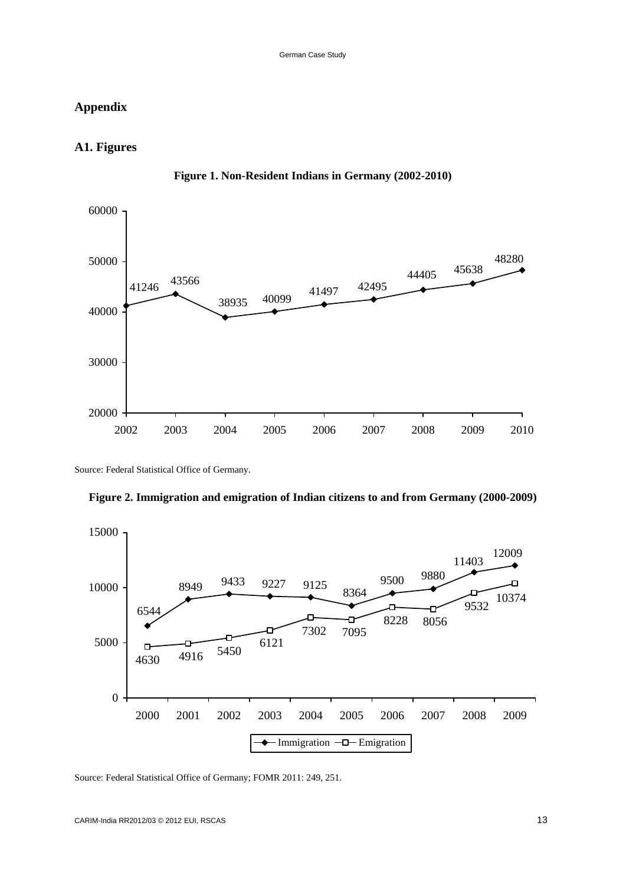# Appendix

## A1. Figures

**Figure 1. Non-Resident Indians in Germany (2002-2010)**

60000
50000
40000
30000
20000

2002 2003 2004 2005 2006 2007 2008 2009 2010

41246 43566 38935 40099 41497 42495 44405 45638 48280

Source: Federal Statistical Office of Germany.

**Figure 2. Immigration and emigration of Indian citizens to and from Germany (2000-2009)**

15000
10000
5000
0

2000 2001 2002 2003 2004 2005 2006 2007 2008 2009

6544 8949 9433 9227 9125 8364 9500 9880 11403 12009

4630 4916 5450 6121 7302 7095 8228 8056 9532 10374

Immigration Emigration

Source: Federal Statistical Office of Germany; FOMR 2011: 249, 251.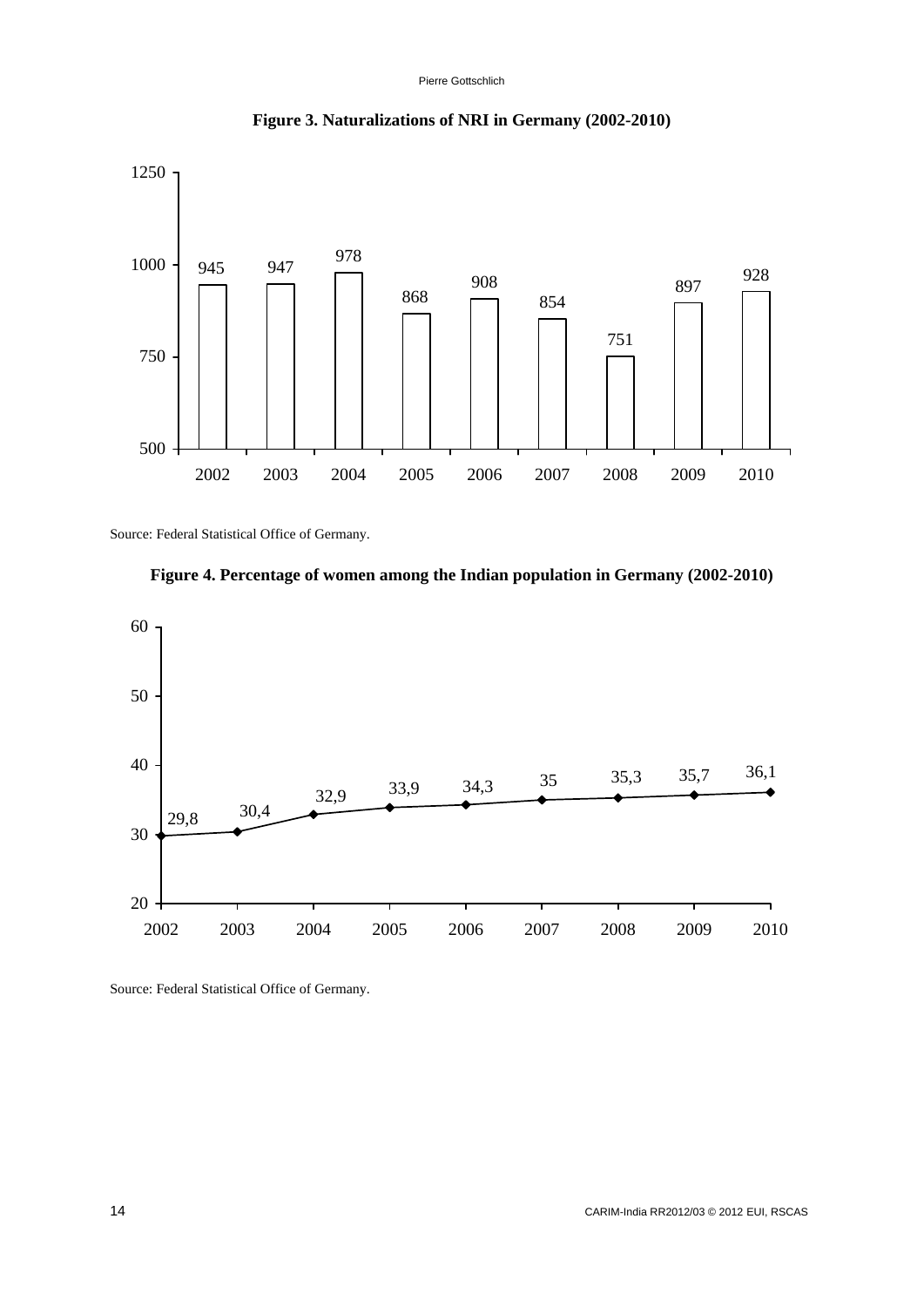**Figure 3. Naturalizations of NRI in Germany (2002-2010)**

1250
1000
750
500

945 947 978 868 908 854 751 897 928

2002 2003 2004 2005 2006 2007 2008 2009 2010

Source: Federal Statistical Office of Germany.

**Figure 4. Percentage of women among the Indian population in Germany (2002-2010)**

60
50
40
30
20

29,8 30,4 32,9 33,9 34,3 35 35,3 35,7 36,1

2002 2003 2004 2005 2006 2007 2008 2009 2010

Source: Federal Statistical Office of Germany.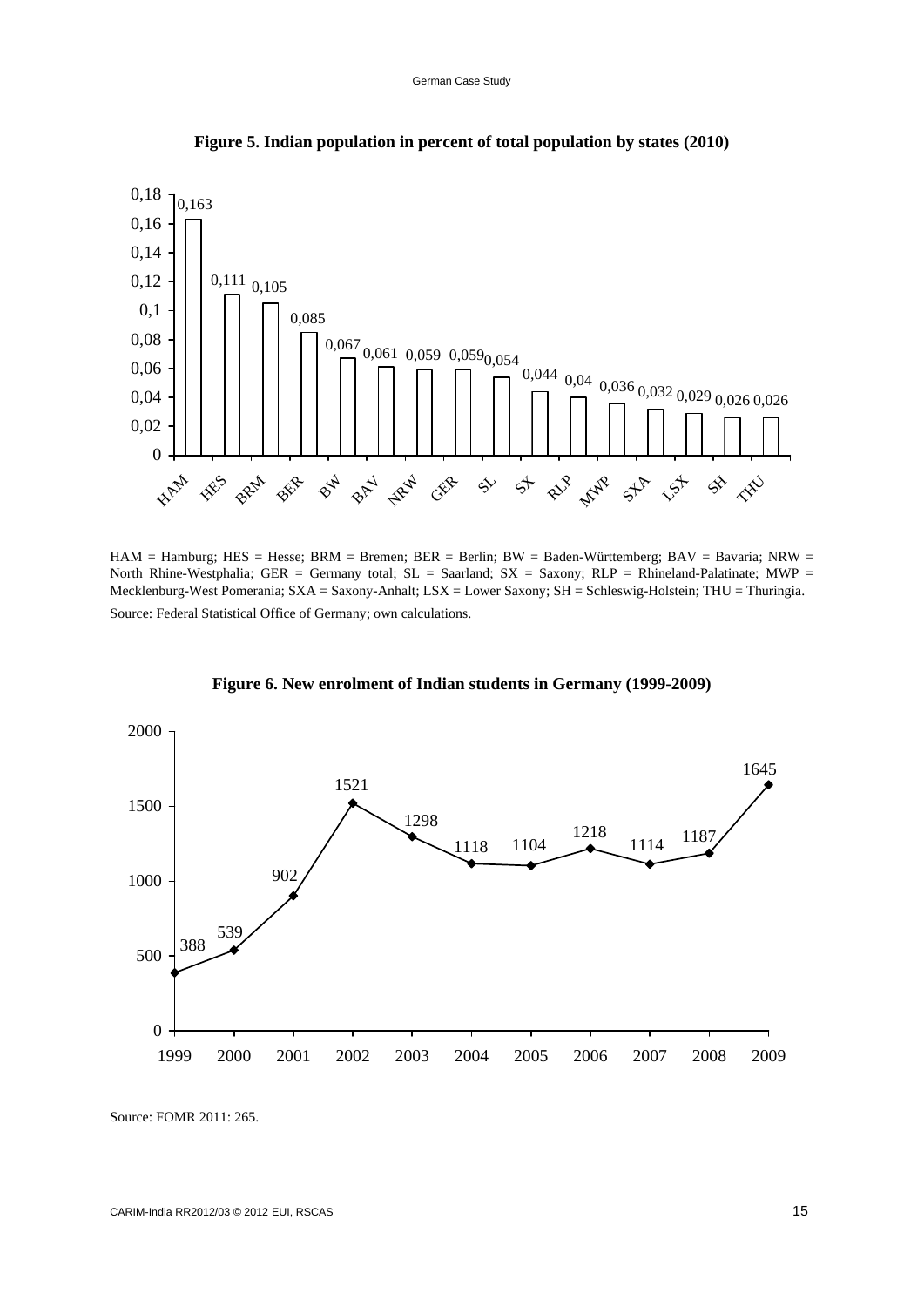**Figure 5. Indian population in percent of total population by states (2010)**

0,18
0,16
0,14
0,12
0,1
0,08
0,06
0,04
0,02
0

0,163
0,111
0,105
0,085
0,067
0,061
0,059
0,059
0,054
0,044
0,04
0,036
0,032
0,029
0,026
0,026

HAM HES BRM BER BW BAV NRW GER SL SX RLP MWP SXA LSX SH THU

HAM = Hamburg; HES = Hesse; BRM = Bremen; BER = Berlin; BW = Baden-Württemberg; BAV = Bavaria; NRW = North Rhine-Westphalia; GER = Germany total; SL = Saarland; SX = Saxony; RLP = Rhineland-Palatinate; MWP = Mecklenburg-West Pomerania; SXA = Saxony-Anhalt; LSX = Lower Saxony; SH = Schleswig-Holstein; THU = Thuringia.

Source: Federal Statistical Office of Germany; own calculations.

**Figure 6. New enrolment of Indian students in Germany (1999-2009)**

2000
1500
1000
500
0

388
539
902
1521
1298
1118
1104
1218
1114
1187
1645

1999 2000 2001 2002 2003 2004 2005 2006 2007 2008 2009

Source: FOMR 2011: 265.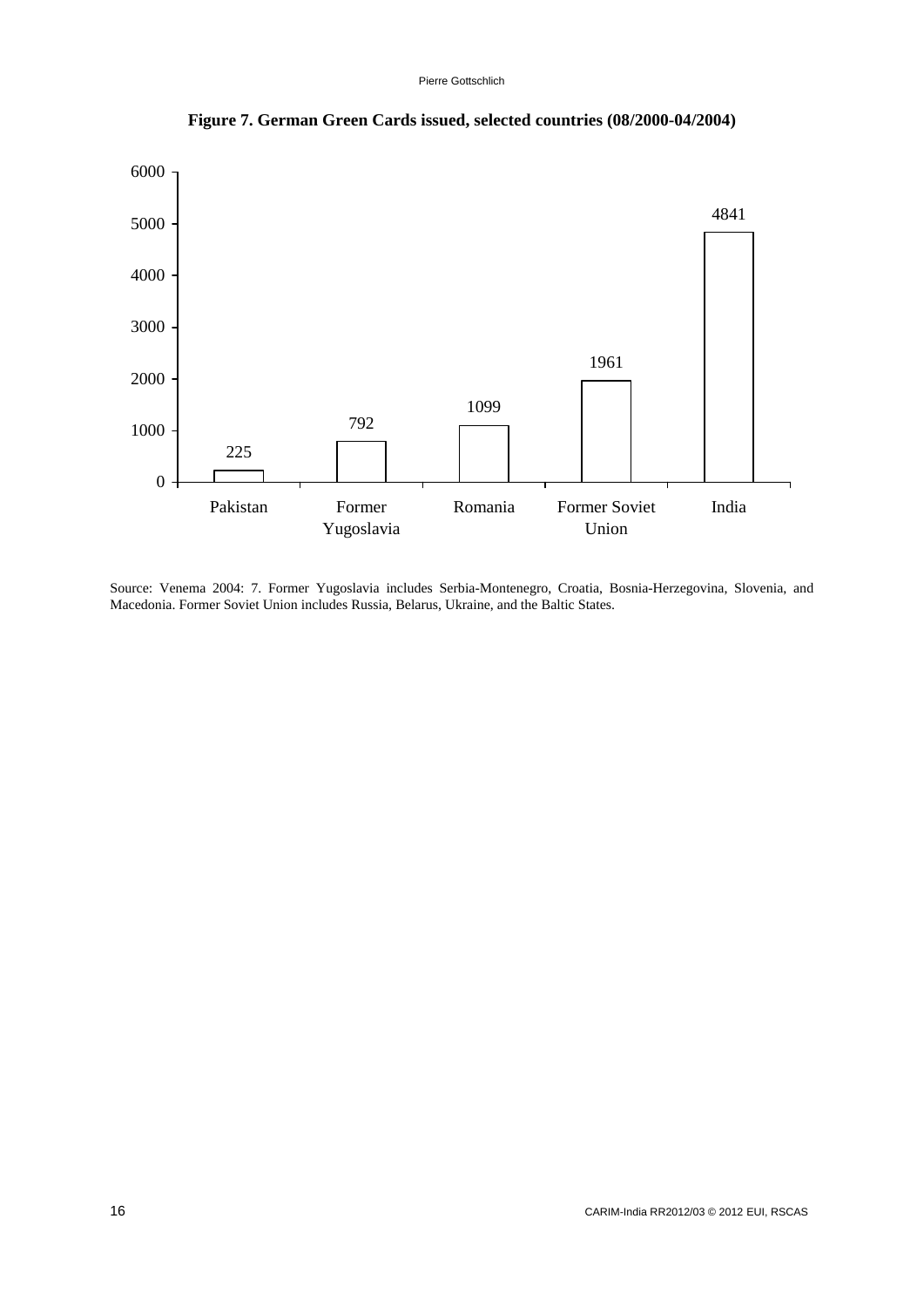**Figure 7. German Green Cards issued, selected countries (08/2000-04/2004)**

6000
5000
4000
3000
2000
1000
0

225
792
1099
1961
4841

Pakistan
Former Yugoslavia
Romania
Former Soviet Union
India

Source: Venema 2004: 7. Former Yugoslavia includes Serbia-Montenegro, Croatia, Bosnia-Herzegovina, Slovenia, and Macedonia. Former Soviet Union includes Russia, Belarus, Ukraine, and the Baltic States.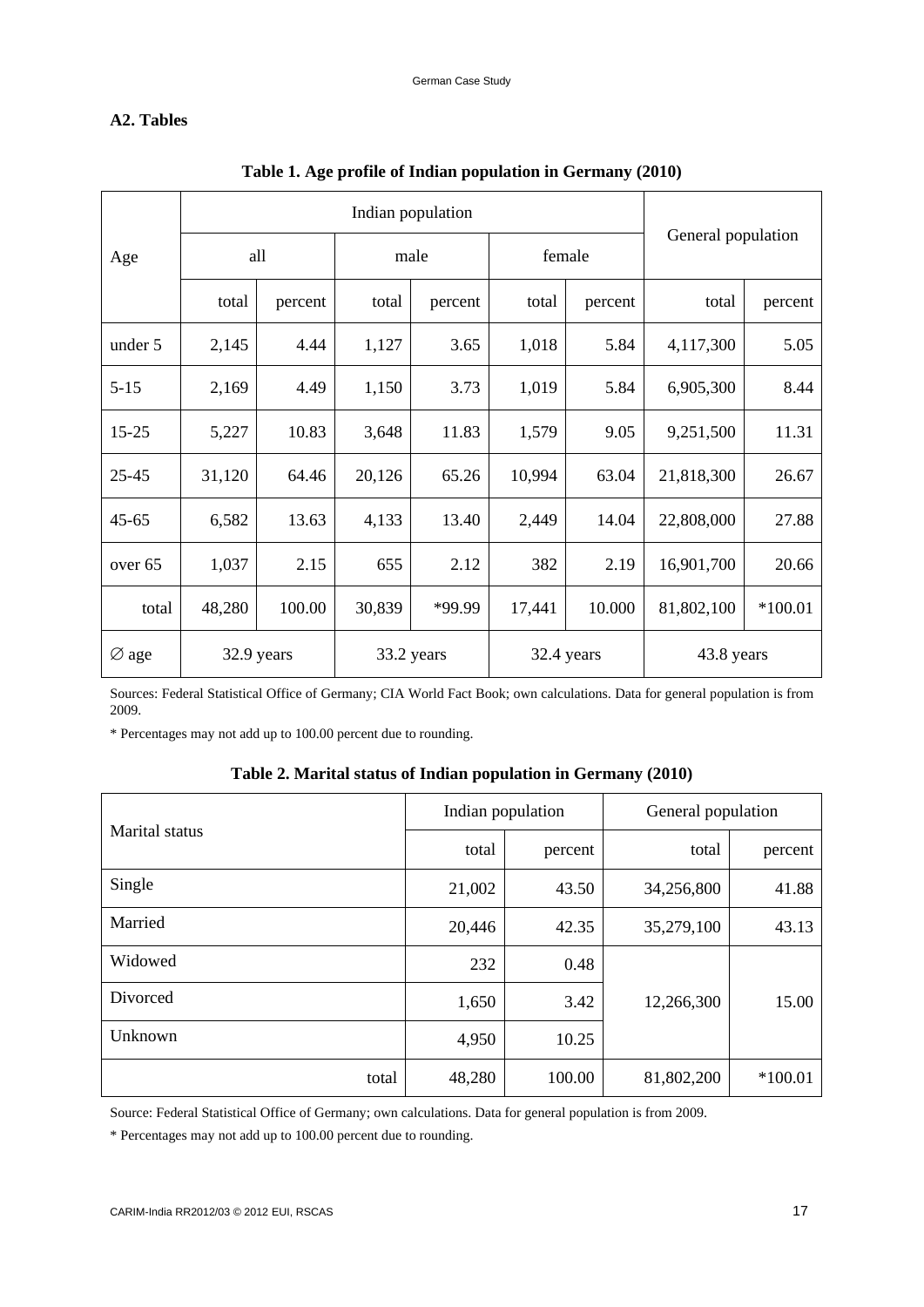## A2. Tables

**Table 1. Age profile of Indian population in Germany (2010)**

| Age | Indian population | | | | | | General population | |
|---|---|---|---|---|---|---|---|---|
| | all | | male | | female | | | |
| | total | percent | total | percent | total | percent | total | percent |
| under 5 | 2,145 | 4.44 | 1,127 | 3.65 | 1,018 | 5.84 | 4,117,300 | 5.05 |
| 5-15 | 2,169 | 4.49 | 1,150 | 3.73 | 1,019 | 5.84 | 6,905,300 | 8.44 |
| 15-25 | 5,227 | 10.83 | 3,648 | 11.83 | 1,579 | 9.05 | 9,251,500 | 11.31 |
| 25-45 | 31,120 | 64.46 | 20,126 | 65.26 | 10,994 | 63.04 | 21,818,300 | 26.67 |
| 45-65 | 6,582 | 13.63 | 4,133 | 13.40 | 2,449 | 14.04 | 22,808,000 | 27.88 |
| over 65 | 1,037 | 2.15 | 655 | 2.12 | 382 | 2.19 | 16,901,700 | 20.66 |
| total | 48,280 | 100.00 | 30,839 | *99.99 | 17,441 | 10.000 | 81,802,100 | *100.01 |
| ∅ age | 32.9 years | | 33.2 years | | 32.4 years | | 43.8 years | |

Sources: Federal Statistical Office of Germany; CIA World Fact Book; own calculations. Data for general population is from 2009.

* Percentages may not add up to 100.00 percent due to rounding.

**Table 2. Marital status of Indian population in Germany (2010)**

| Marital status | Indian population | | General population | |
|---|---|---|---|---|
| | total | percent | total | percent |
| Single | 21,002 | 43.50 | 34,256,800 | 41.88 |
| Married | 20,446 | 42.35 | 35,279,100 | 43.13 |
| Widowed | 232 | 0.48 | 12,266,300 | 15.00 |
| Divorced | 1,650 | 3.42 | | |
| Unknown | 4,950 | 10.25 | | |
| total | 48,280 | 100.00 | 81,802,200 | *100.01 |

Source: Federal Statistical Office of Germany; own calculations. Data for general population is from 2009.

* Percentages may not add up to 100.00 percent due to rounding.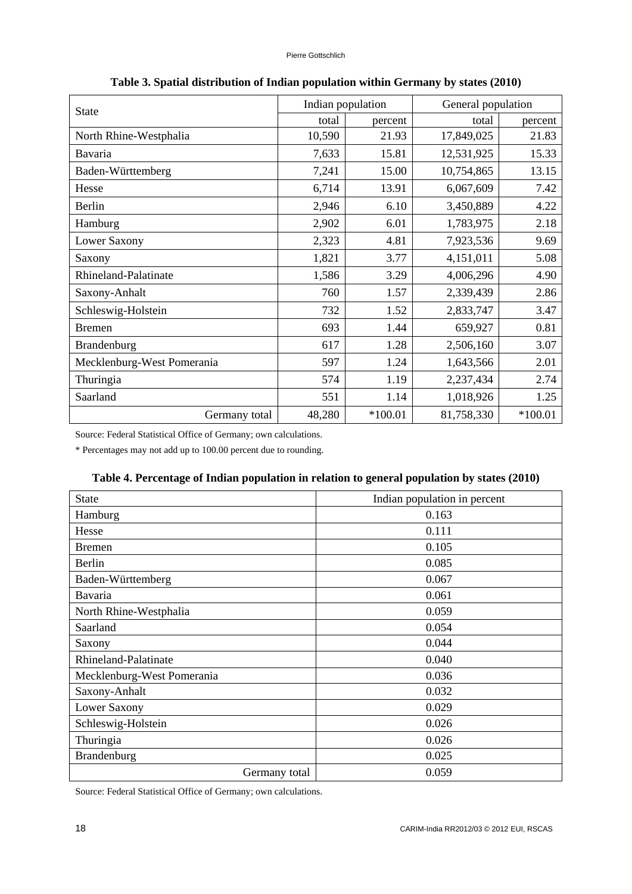**Table 3. Spatial distribution of Indian population within Germany by states (2010)**

| State | Indian population | | General population | |
|---|---|---|---|---|
| | total | percent | total | percent |
| North Rhine-Westphalia | 10,590 | 21.93 | 17,849,025 | 21.83 |
| Bavaria | 7,633 | 15.81 | 12,531,925 | 15.33 |
| Baden-Württemberg | 7,241 | 15.00 | 10,754,865 | 13.15 |
| Hesse | 6,714 | 13.91 | 6,067,609 | 7.42 |
| Berlin | 2,946 | 6.10 | 3,450,889 | 4.22 |
| Hamburg | 2,902 | 6.01 | 1,783,975 | 2.18 |
| Lower Saxony | 2,323 | 4.81 | 7,923,536 | 9.69 |
| Saxony | 1,821 | 3.77 | 4,151,011 | 5.08 |
| Rhineland-Palatinate | 1,586 | 3.29 | 4,006,296 | 4.90 |
| Saxony-Anhalt | 760 | 1.57 | 2,339,439 | 2.86 |
| Schleswig-Holstein | 732 | 1.52 | 2,833,747 | 3.47 |
| Bremen | 693 | 1.44 | 659,927 | 0.81 |
| Brandenburg | 617 | 1.28 | 2,506,160 | 3.07 |
| Mecklenburg-West Pomerania | 597 | 1.24 | 1,643,566 | 2.01 |
| Thuringia | 574 | 1.19 | 2,237,434 | 2.74 |
| Saarland | 551 | 1.14 | 1,018,926 | 1.25 |
| Germany total | 48,280 | *100.01 | 81,758,330 | *100.01 |

Source: Federal Statistical Office of Germany; own calculations.

* Percentages may not add up to 100.00 percent due to rounding.

**Table 4. Percentage of Indian population in relation to general population by states (2010)**

| State | Indian population in percent |
|---|---|
| Hamburg | 0.163 |
| Hesse | 0.111 |
| Bremen | 0.105 |
| Berlin | 0.085 |
| Baden-Württemberg | 0.067 |
| Bavaria | 0.061 |
| North Rhine-Westphalia | 0.059 |
| Saarland | 0.054 |
| Saxony | 0.044 |
| Rhineland-Palatinate | 0.040 |
| Mecklenburg-West Pomerania | 0.036 |
| Saxony-Anhalt | 0.032 |
| Lower Saxony | 0.029 |
| Schleswig-Holstein | 0.026 |
| Thuringia | 0.026 |
| Brandenburg | 0.025 |
| Germany total | 0.059 |

Source: Federal Statistical Office of Germany; own calculations.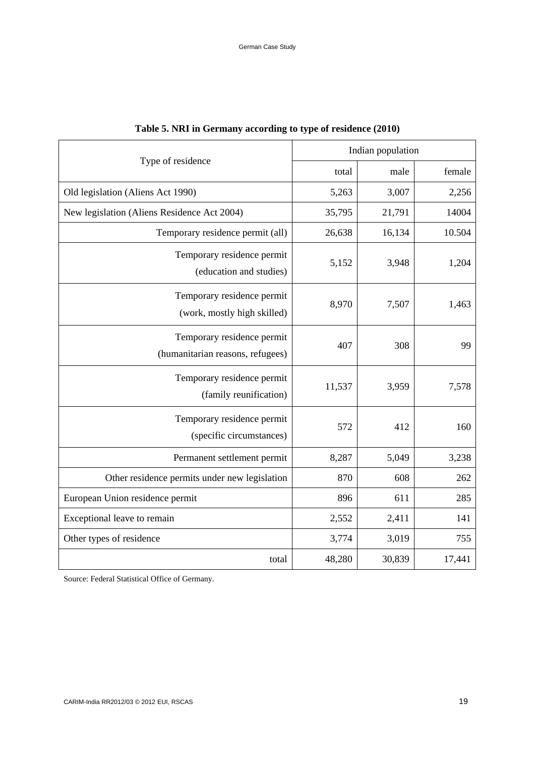**Table 5. NRI in Germany according to type of residence (2010)**

| Type of residence | Indian population | | |
|---|---|---|---|
| | total | male | female |
| Old legislation (Aliens Act 1990) | 5,263 | 3,007 | 2,256 |
| New legislation (Aliens Residence Act 2004) | 35,795 | 21,791 | 14004 |
| Temporary residence permit (all) | 26,638 | 16,134 | 10.504 |
| Temporary residence permit (education and studies) | 5,152 | 3,948 | 1,204 |
| Temporary residence permit (work, mostly high skilled) | 8,970 | 7,507 | 1,463 |
| Temporary residence permit (humanitarian reasons, refugees) | 407 | 308 | 99 |
| Temporary residence permit (family reunification) | 11,537 | 3,959 | 7,578 |
| Temporary residence permit (specific circumstances) | 572 | 412 | 160 |
| Permanent settlement permit | 8,287 | 5,049 | 3,238 |
| Other residence permits under new legislation | 870 | 608 | 262 |
| European Union residence permit | 896 | 611 | 285 |
| Exceptional leave to remain | 2,552 | 2,411 | 141 |
| Other types of residence | 3,774 | 3,019 | 755 |
| total | 48,280 | 30,839 | 17,441 |

Source: Federal Statistical Office of Germany.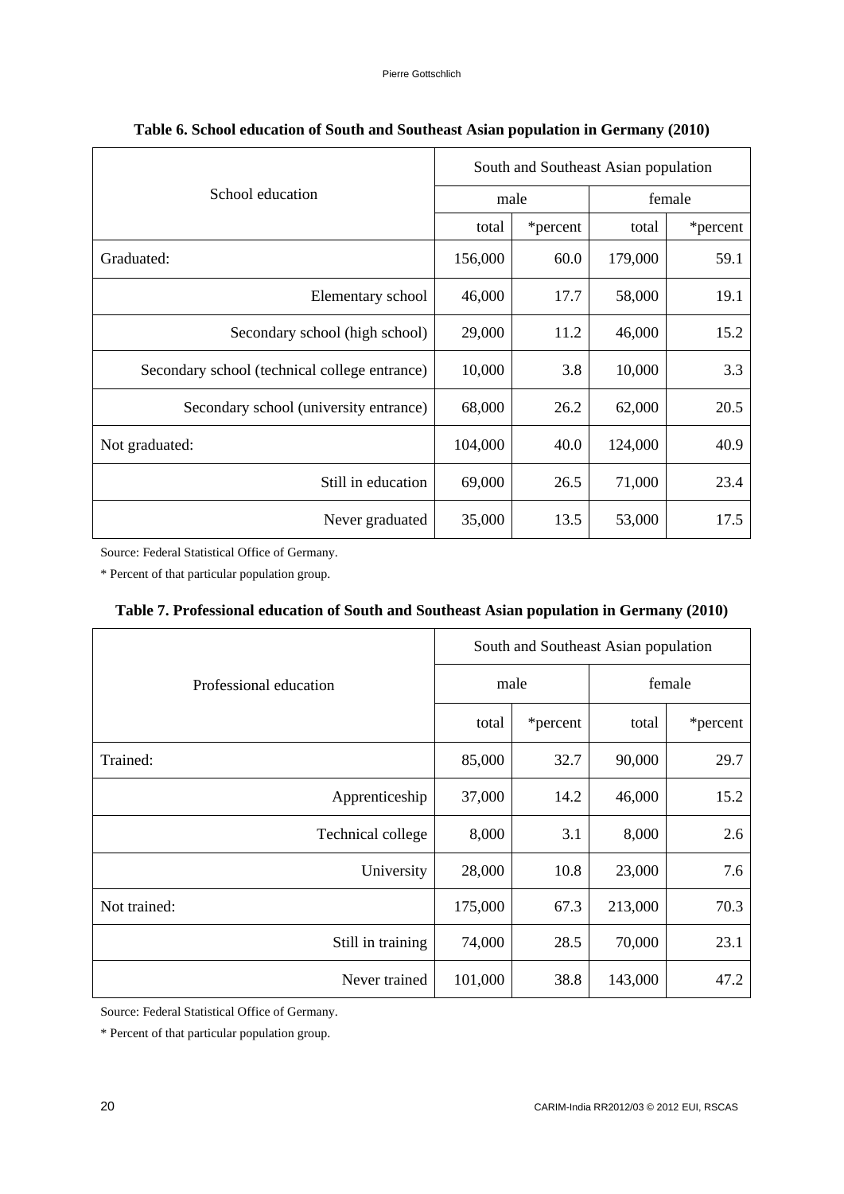**Table 6. School education of South and Southeast Asian population in Germany (2010)**

| School education | South and Southeast Asian population | | | |
|---|---|---|---|---|
| | male | | female | |
| | total | *percent | total | *percent |
| Graduated: | 156,000 | 60.0 | 179,000 | 59.1 |
| Elementary school | 46,000 | 17.7 | 58,000 | 19.1 |
| Secondary school (high school) | 29,000 | 11.2 | 46,000 | 15.2 |
| Secondary school (technical college entrance) | 10,000 | 3.8 | 10,000 | 3.3 |
| Secondary school (university entrance) | 68,000 | 26.2 | 62,000 | 20.5 |
| Not graduated: | 104,000 | 40.0 | 124,000 | 40.9 |
| Still in education | 69,000 | 26.5 | 71,000 | 23.4 |
| Never graduated | 35,000 | 13.5 | 53,000 | 17.5 |

Source: Federal Statistical Office of Germany.

* Percent of that particular population group.

**Table 7. Professional education of South and Southeast Asian population in Germany (2010)**

| Professional education | South and Southeast Asian population | | | |
|---|---|---|---|---|
| | male | | female | |
| | total | *percent | total | *percent |
| Trained: | 85,000 | 32.7 | 90,000 | 29.7 |
| Apprenticeship | 37,000 | 14.2 | 46,000 | 15.2 |
| Technical college | 8,000 | 3.1 | 8,000 | 2.6 |
| University | 28,000 | 10.8 | 23,000 | 7.6 |
| Not trained: | 175,000 | 67.3 | 213,000 | 70.3 |
| Still in training | 74,000 | 28.5 | 70,000 | 23.1 |
| Never trained | 101,000 | 38.8 | 143,000 | 47.2 |

Source: Federal Statistical Office of Germany.

* Percent of that particular population group.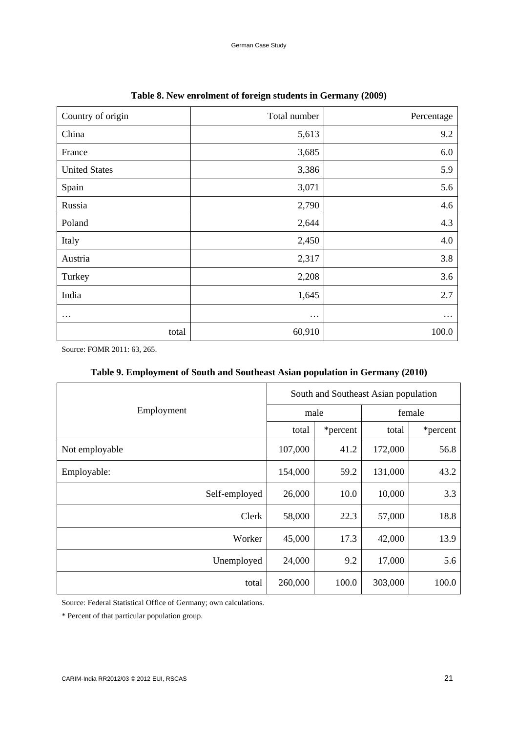**Table 8. New enrolment of foreign students in Germany (2009)**

| Country of origin | Total number | Percentage |
|---|---|---|
| China | 5,613 | 9.2 |
| France | 3,685 | 6.0 |
| United States | 3,386 | 5.9 |
| Spain | 3,071 | 5.6 |
| Russia | 2,790 | 4.6 |
| Poland | 2,644 | 4.3 |
| Italy | 2,450 | 4.0 |
| Austria | 2,317 | 3.8 |
| Turkey | 2,208 | 3.6 |
| India | 1,645 | 2.7 |
| … | … | … |
| total | 60,910 | 100.0 |

Source: FOMR 2011: 63, 265.

**Table 9. Employment of South and Southeast Asian population in Germany (2010)**

| Employment | South and Southeast Asian population | | | |
|---|---|---|---|---|
| | male | | female | |
| | total | *percent | total | *percent |
| Not employable | 107,000 | 41.2 | 172,000 | 56.8 |
| Employable: | 154,000 | 59.2 | 131,000 | 43.2 |
| Self-employed | 26,000 | 10.0 | 10,000 | 3.3 |
| Clerk | 58,000 | 22.3 | 57,000 | 18.8 |
| Worker | 45,000 | 17.3 | 42,000 | 13.9 |
| Unemployed | 24,000 | 9.2 | 17,000 | 5.6 |
| total | 260,000 | 100.0 | 303,000 | 100.0 |

Source: Federal Statistical Office of Germany; own calculations.

* Percent of that particular population group.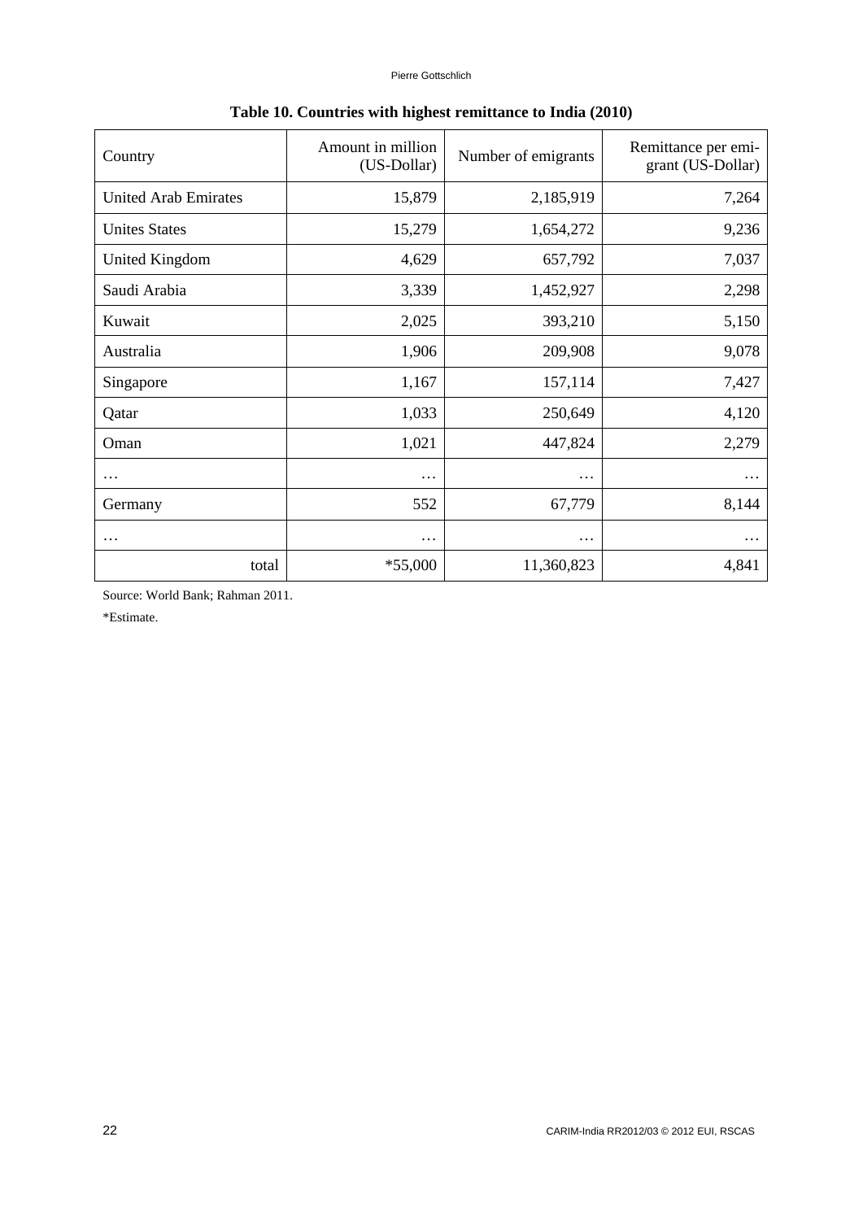**Table 10. Countries with highest remittance to India (2010)**

| Country | Amount in million (US-Dollar) | Number of emigrants | Remittance per emigrant (US-Dollar) |
|---|---|---|---|
| United Arab Emirates | 15,879 | 2,185,919 | 7,264 |
| Unites States | 15,279 | 1,654,272 | 9,236 |
| United Kingdom | 4,629 | 657,792 | 7,037 |
| Saudi Arabia | 3,339 | 1,452,927 | 2,298 |
| Kuwait | 2,025 | 393,210 | 5,150 |
| Australia | 1,906 | 209,908 | 9,078 |
| Singapore | 1,167 | 157,114 | 7,427 |
| Qatar | 1,033 | 250,649 | 4,120 |
| Oman | 1,021 | 447,824 | 2,279 |
| … | … | … | … |
| Germany | 552 | 67,779 | 8,144 |
| … | … | … | … |
| total | *55,000 | 11,360,823 | 4,841 |

Source: World Bank; Rahman 2011.

*Estimate.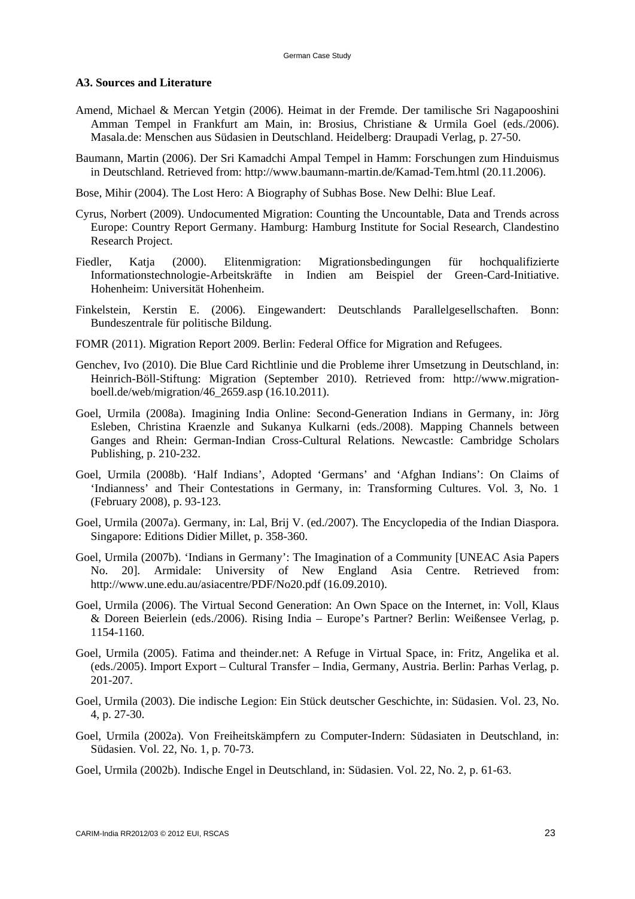### A3. Sources and Literature

Amend, Michael & Mercan Yetgin (2006). Heimat in der Fremde. Der tamilische Sri Nagapooshini Amman Tempel in Frankfurt am Main, in: Brosius, Christiane & Urmila Goel (eds./2006). Masala.de: Menschen aus Südasien in Deutschland. Heidelberg: Draupadi Verlag, p. 27-50.

Baumann, Martin (2006). Der Sri Kamadchi Ampal Tempel in Hamm: Forschungen zum Hinduismus in Deutschland. Retrieved from: http://www.baumann-martin.de/Kamad-Tem.html (20.11.2006).

Bose, Mihir (2004). The Lost Hero: A Biography of Subhas Bose. New Delhi: Blue Leaf.

Cyrus, Norbert (2009). Undocumented Migration: Counting the Uncountable, Data and Trends across Europe: Country Report Germany. Hamburg: Hamburg Institute for Social Research, Clandestino Research Project.

Fiedler, Katja (2000). Elitenmigration: Migrationsbedingungen für hochqualifizierte Informationstechnologie-Arbeitskräfte in Indien am Beispiel der Green-Card-Initiative. Hohenheim: Universität Hohenheim.

Finkelstein, Kerstin E. (2006). Eingewandert: Deutschlands Parallelgesellschaften. Bonn: Bundeszentrale für politische Bildung.

FOMR (2011). Migration Report 2009. Berlin: Federal Office for Migration and Refugees.

Genchev, Ivo (2010). Die Blue Card Richtlinie und die Probleme ihrer Umsetzung in Deutschland, in: Heinrich-Böll-Stiftung: Migration (September 2010). Retrieved from: http://www.migration-boell.de/web/migration/46_2659.asp (16.10.2011).

Goel, Urmila (2008a). Imagining India Online: Second-Generation Indians in Germany, in: Jörg Esleben, Christina Kraenzle and Sukanya Kulkarni (eds./2008). Mapping Channels between Ganges and Rhein: German-Indian Cross-Cultural Relations. Newcastle: Cambridge Scholars Publishing, p. 210-232.

Goel, Urmila (2008b). 'Half Indians', Adopted 'Germans' and 'Afghan Indians': On Claims of 'Indianness' and Their Contestations in Germany, in: Transforming Cultures. Vol. 3, No. 1 (February 2008), p. 93-123.

Goel, Urmila (2007a). Germany, in: Lal, Brij V. (ed./2007). The Encyclopedia of the Indian Diaspora. Singapore: Editions Didier Millet, p. 358-360.

Goel, Urmila (2007b). 'Indians in Germany': The Imagination of a Community [UNEAC Asia Papers No. 20]. Armidale: University of New England Asia Centre. Retrieved from: http://www.une.edu.au/asiacentre/PDF/No20.pdf (16.09.2010).

Goel, Urmila (2006). The Virtual Second Generation: An Own Space on the Internet, in: Voll, Klaus & Doreen Beierlein (eds./2006). Rising India – Europe's Partner? Berlin: Weißensee Verlag, p. 1154-1160.

Goel, Urmila (2005). Fatima and theinder.net: A Refuge in Virtual Space, in: Fritz, Angelika et al. (eds./2005). Import Export – Cultural Transfer – India, Germany, Austria. Berlin: Parhas Verlag, p. 201-207.

Goel, Urmila (2003). Die indische Legion: Ein Stück deutscher Geschichte, in: Südasien. Vol. 23, No. 4, p. 27-30.

Goel, Urmila (2002a). Von Freiheitskämpfern zu Computer-Indern: Südasiaten in Deutschland, in: Südasien. Vol. 22, No. 1, p. 70-73.

Goel, Urmila (2002b). Indische Engel in Deutschland, in: Südasien. Vol. 22, No. 2, p. 61-63.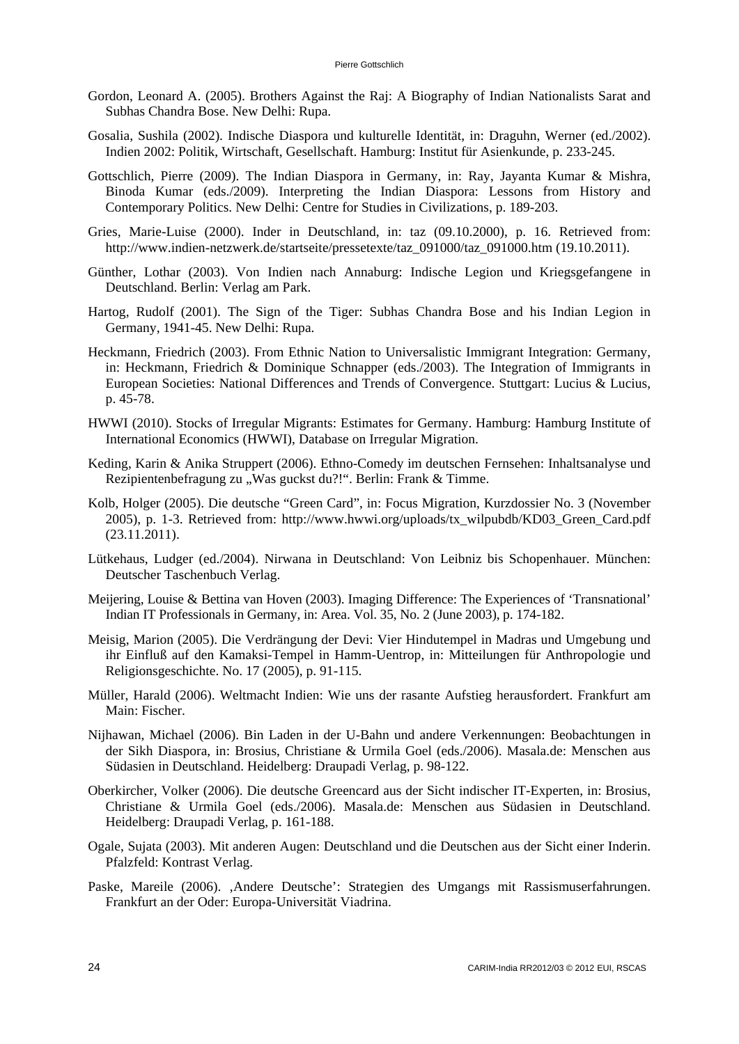Gordon, Leonard A. (2005). Brothers Against the Raj: A Biography of Indian Nationalists Sarat and Subhas Chandra Bose. New Delhi: Rupa.

Gosalia, Sushila (2002). Indische Diaspora und kulturelle Identität, in: Draguhn, Werner (ed./2002). Indien 2002: Politik, Wirtschaft, Gesellschaft. Hamburg: Institut für Asienkunde, p. 233-245.

Gottschlich, Pierre (2009). The Indian Diaspora in Germany, in: Ray, Jayanta Kumar & Mishra, Binoda Kumar (eds./2009). Interpreting the Indian Diaspora: Lessons from History and Contemporary Politics. New Delhi: Centre for Studies in Civilizations, p. 189-203.

Gries, Marie-Luise (2000). Inder in Deutschland, in: taz (09.10.2000), p. 16. Retrieved from: http://www.indien-netzwerk.de/startseite/pressetexte/taz_091000/taz_091000.htm (19.10.2011).

Günther, Lothar (2003). Von Indien nach Annaburg: Indische Legion und Kriegsgefangene in Deutschland. Berlin: Verlag am Park.

Hartog, Rudolf (2001). The Sign of the Tiger: Subhas Chandra Bose and his Indian Legion in Germany, 1941-45. New Delhi: Rupa.

Heckmann, Friedrich (2003). From Ethnic Nation to Universalistic Immigrant Integration: Germany, in: Heckmann, Friedrich & Dominique Schnapper (eds./2003). The Integration of Immigrants in European Societies: National Differences and Trends of Convergence. Stuttgart: Lucius & Lucius, p. 45-78.

HWWI (2010). Stocks of Irregular Migrants: Estimates for Germany. Hamburg: Hamburg Institute of International Economics (HWWI), Database on Irregular Migration.

Keding, Karin & Anika Struppert (2006). Ethno-Comedy im deutschen Fernsehen: Inhaltsanalyse und Rezipientenbefragung zu „Was guckst du?!". Berlin: Frank & Timme.

Kolb, Holger (2005). Die deutsche "Green Card", in: Focus Migration, Kurzdossier No. 3 (November 2005), p. 1-3. Retrieved from: http://www.hwwi.org/uploads/tx_wilpubdb/KD03_Green_Card.pdf (23.11.2011).

Lütkehaus, Ludger (ed./2004). Nirwana in Deutschland: Von Leibniz bis Schopenhauer. München: Deutscher Taschenbuch Verlag.

Meijering, Louise & Bettina van Hoven (2003). Imaging Difference: The Experiences of 'Transnational' Indian IT Professionals in Germany, in: Area. Vol. 35, No. 2 (June 2003), p. 174-182.

Meisig, Marion (2005). Die Verdrängung der Devi: Vier Hindutempel in Madras und Umgebung und ihr Einfluß auf den Kamaksi-Tempel in Hamm-Uentrop, in: Mitteilungen für Anthropologie und Religionsgeschichte. No. 17 (2005), p. 91-115.

Müller, Harald (2006). Weltmacht Indien: Wie uns der rasante Aufstieg herausfordert. Frankfurt am Main: Fischer.

Nijhawan, Michael (2006). Bin Laden in der U-Bahn und andere Verkennungen: Beobachtungen in der Sikh Diaspora, in: Brosius, Christiane & Urmila Goel (eds./2006). Masala.de: Menschen aus Südasien in Deutschland. Heidelberg: Draupadi Verlag, p. 98-122.

Oberkircher, Volker (2006). Die deutsche Greencard aus der Sicht indischer IT-Experten, in: Brosius, Christiane & Urmila Goel (eds./2006). Masala.de: Menschen aus Südasien in Deutschland. Heidelberg: Draupadi Verlag, p. 161-188.

Ogale, Sujata (2003). Mit anderen Augen: Deutschland und die Deutschen aus der Sicht einer Inderin. Pfalzfeld: Kontrast Verlag.

Paske, Mareile (2006). ‚Andere Deutsche': Strategien des Umgangs mit Rassismuserfahrungen. Frankfurt an der Oder: Europa-Universität Viadrina.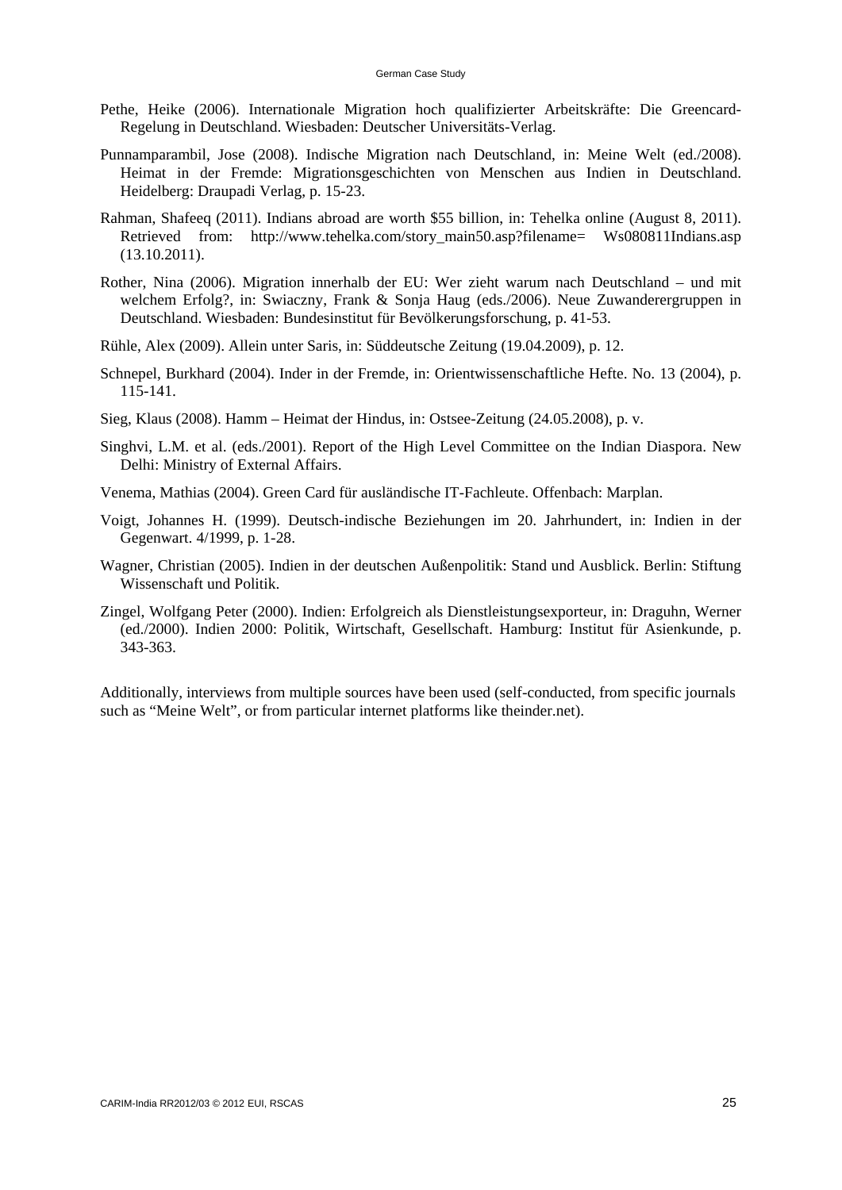Pethe, Heike (2006). Internationale Migration hoch qualifizierter Arbeitskräfte: Die Greencard-Regelung in Deutschland. Wiesbaden: Deutscher Universitäts-Verlag.

Punnamparambil, Jose (2008). Indische Migration nach Deutschland, in: Meine Welt (ed./2008). Heimat in der Fremde: Migrationsgeschichten von Menschen aus Indien in Deutschland. Heidelberg: Draupadi Verlag, p. 15-23.

Rahman, Shafeeq (2011). Indians abroad are worth $55 billion, in: Tehelka online (August 8, 2011). Retrieved from: http://www.tehelka.com/story_main50.asp?filename= Ws080811Indians.asp (13.10.2011).

Rother, Nina (2006). Migration innerhalb der EU: Wer zieht warum nach Deutschland – und mit welchem Erfolg?, in: Swiaczny, Frank & Sonja Haug (eds./2006). Neue Zuwanderergruppen in Deutschland. Wiesbaden: Bundesinstitut für Bevölkerungsforschung, p. 41-53.

Rühle, Alex (2009). Allein unter Saris, in: Süddeutsche Zeitung (19.04.2009), p. 12.

Schnepel, Burkhard (2004). Inder in der Fremde, in: Orientwissenschaftliche Hefte. No. 13 (2004), p. 115-141.

Sieg, Klaus (2008). Hamm – Heimat der Hindus, in: Ostsee-Zeitung (24.05.2008), p. v.

Singhvi, L.M. et al. (eds./2001). Report of the High Level Committee on the Indian Diaspora. New Delhi: Ministry of External Affairs.

Venema, Mathias (2004). Green Card für ausländische IT-Fachleute. Offenbach: Marplan.

Voigt, Johannes H. (1999). Deutsch-indische Beziehungen im 20. Jahrhundert, in: Indien in der Gegenwart. 4/1999, p. 1-28.

Wagner, Christian (2005). Indien in der deutschen Außenpolitik: Stand und Ausblick. Berlin: Stiftung Wissenschaft und Politik.

Zingel, Wolfgang Peter (2000). Indien: Erfolgreich als Dienstleistungsexporteur, in: Draguhn, Werner (ed./2000). Indien 2000: Politik, Wirtschaft, Gesellschaft. Hamburg: Institut für Asienkunde, p. 343-363.

Additionally, interviews from multiple sources have been used (self-conducted, from specific journals such as "Meine Welt", or from particular internet platforms like theinder.net).